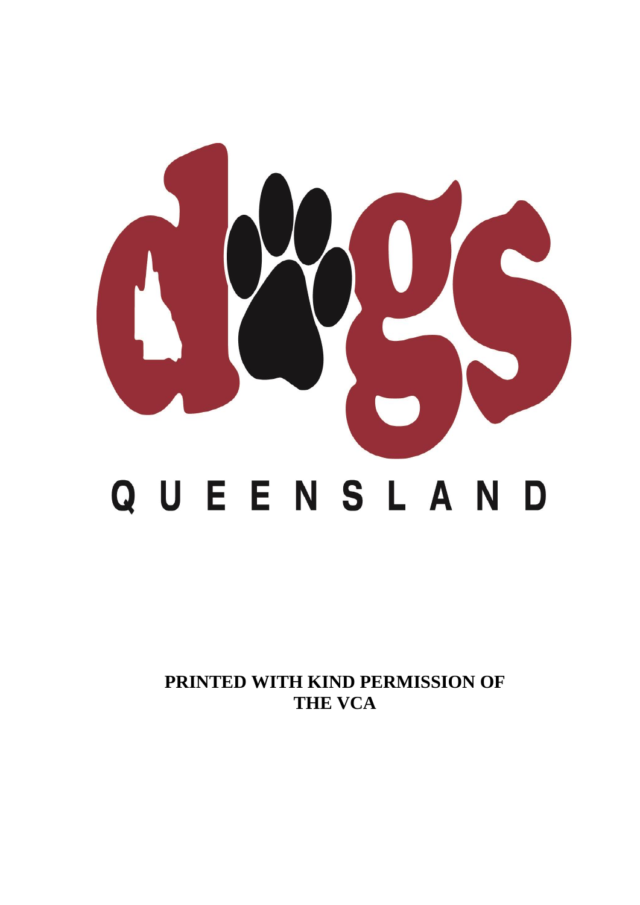dogs

QUEENSLAND

**PRINTED WITH KIND PERMISSION OF THE VCA**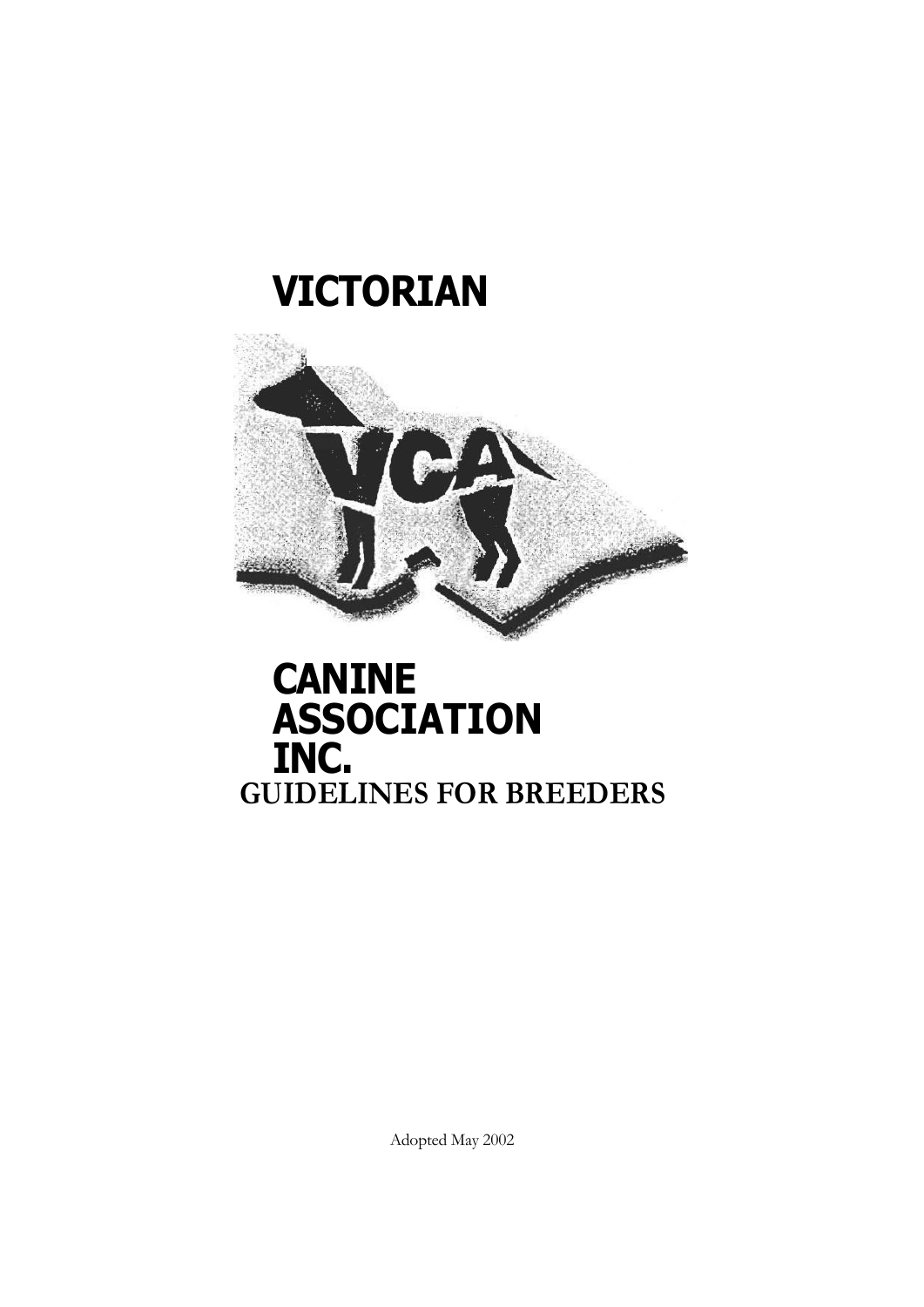# VICTORIAN

# CANINE ASSOCIATION INC.

## GUIDELINES FOR BREEDERS

Adopted May 2002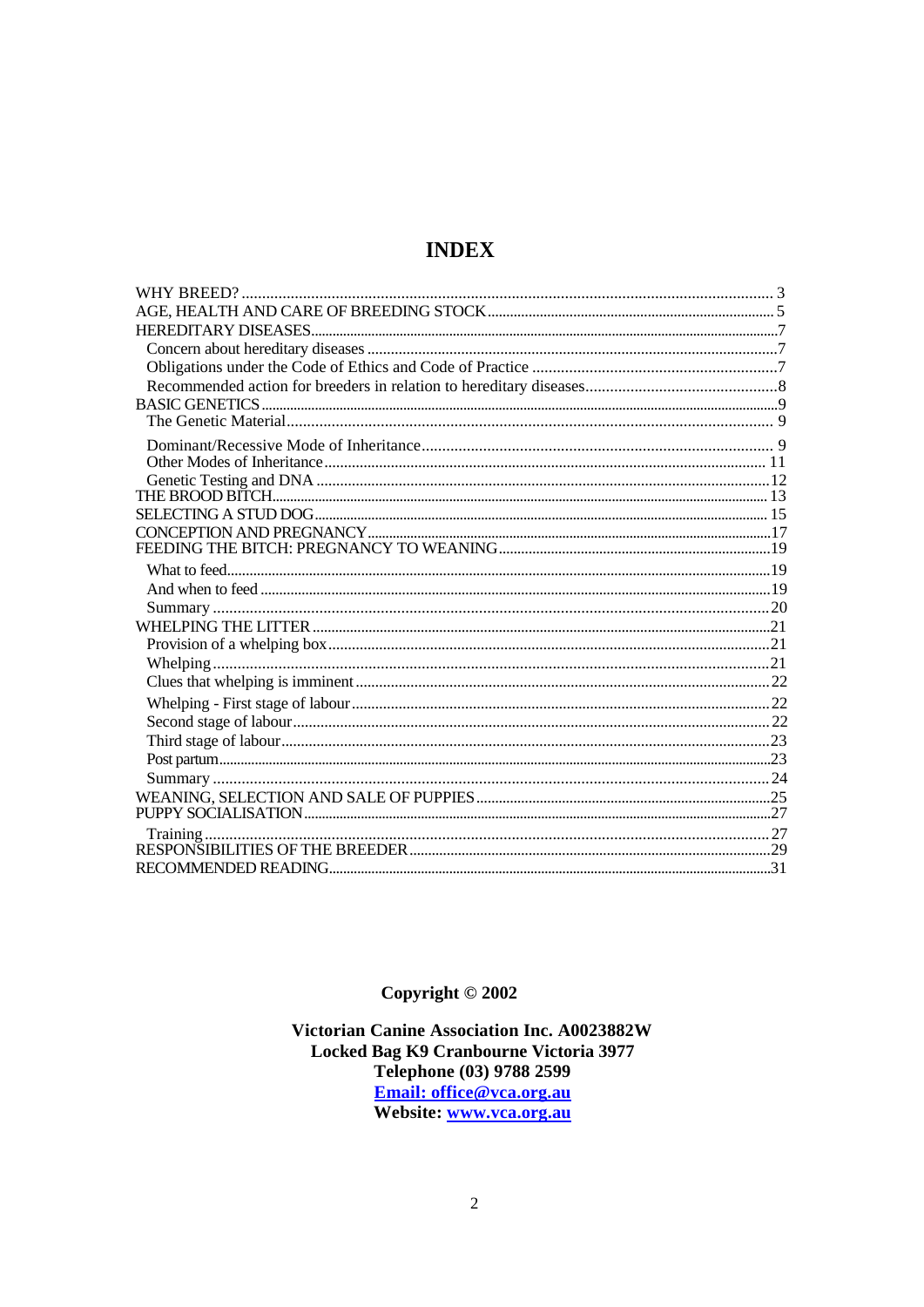# INDEX

| | |
|---|---|
| WHY BREED? | 3 |
| AGE, HEALTH AND CARE OF BREEDING STOCK | 5 |
| HEREDITARY DISEASES | 7 |
| Concern about hereditary diseases | 7 |
| Obligations under the Code of Ethics and Code of Practice | 7 |
| Recommended action for breeders in relation to hereditary diseases | 8 |
| BASIC GENETICS | 9 |
| The Genetic Material | 9 |
| Dominant/Recessive Mode of Inheritance | 9 |
| Other Modes of Inheritance | 11 |
| Genetic Testing and DNA | 12 |
| THE BROOD BITCH | 13 |
| SELECTING A STUD DOG | 15 |
| CONCEPTION AND PREGNANCY | 17 |
| FEEDING THE BITCH: PREGNANCY TO WEANING | 19 |
| What to feed | 19 |
| And when to feed | 19 |
| Summary | 20 |
| WHELPING THE LITTER | 21 |
| Provision of a whelping box | 21 |
| Whelping | 21 |
| Clues that whelping is imminent | 22 |
| Whelping - First stage of labour | 22 |
| Second stage of labour | 22 |
| Third stage of labour | 23 |
| Post partum | 23 |
| Summary | 24 |
| WEANING, SELECTION AND SALE OF PUPPIES | 25 |
| PUPPY SOCIALISATION | 27 |
| Training | 27 |
| RESPONSIBILITIES OF THE BREEDER | 29 |
| RECOMMENDED READING | 31 |

**Copyright © 2002**

**Victorian Canine Association Inc. A0023882W**
**Locked Bag K9 Cranbourne Victoria 3977**
**Telephone (03) 9788 2599**
**Email: office@vca.org.au**
**Website: www.vca.org.au**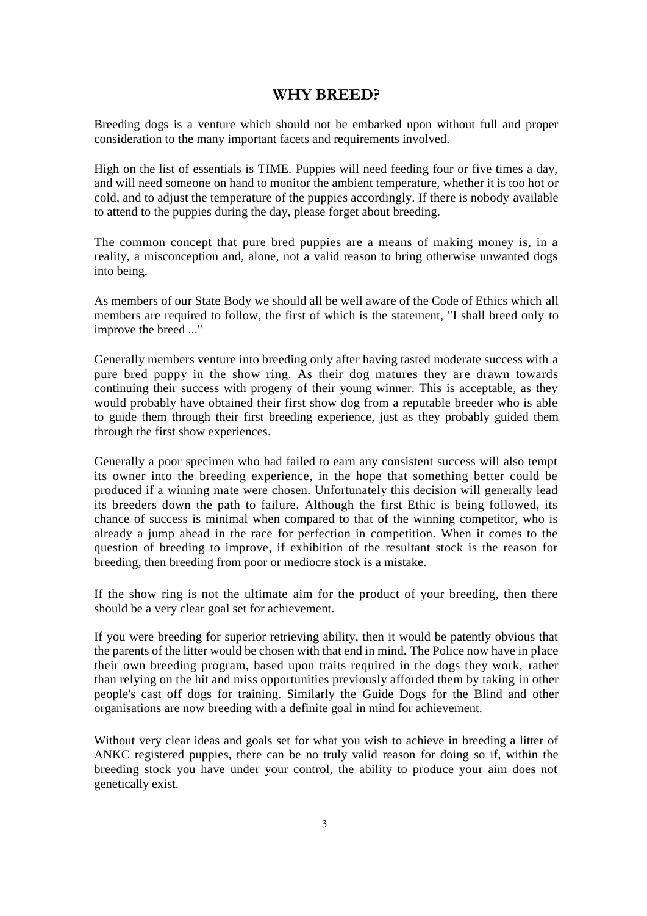# WHY BREED?

Breeding dogs is a venture which should not be embarked upon without full and proper consideration to the many important facets and requirements involved.

High on the list of essentials is TIME. Puppies will need feeding four or five times a day, and will need someone on hand to monitor the ambient temperature, whether it is too hot or cold, and to adjust the temperature of the puppies accordingly. If there is nobody available to attend to the puppies during the day, please forget about breeding.

The common concept that pure bred puppies are a means of making money is, in a reality, a misconception and, alone, not a valid reason to bring otherwise unwanted dogs into being.

As members of our State Body we should all be well aware of the Code of Ethics which all members are required to follow, the first of which is the statement, "I shall breed only to improve the breed ..."

Generally members venture into breeding only after having tasted moderate success with a pure bred puppy in the show ring. As their dog matures they are drawn towards continuing their success with progeny of their young winner. This is acceptable, as they would probably have obtained their first show dog from a reputable breeder who is able to guide them through their first breeding experience, just as they probably guided them through the first show experiences.

Generally a poor specimen who had failed to earn any consistent success will also tempt its owner into the breeding experience, in the hope that something better could be produced if a winning mate were chosen. Unfortunately this decision will generally lead its breeders down the path to failure. Although the first Ethic is being followed, its chance of success is minimal when compared to that of the winning competitor, who is already a jump ahead in the race for perfection in competition. When it comes to the question of breeding to improve, if exhibition of the resultant stock is the reason for breeding, then breeding from poor or mediocre stock is a mistake.

If the show ring is not the ultimate aim for the product of your breeding, then there should be a very clear goal set for achievement.

If you were breeding for superior retrieving ability, then it would be patently obvious that the parents of the litter would be chosen with that end in mind. The Police now have in place their own breeding program, based upon traits required in the dogs they work, rather than relying on the hit and miss opportunities previously afforded them by taking in other people's cast off dogs for training. Similarly the Guide Dogs for the Blind and other organisations are now breeding with a definite goal in mind for achievement.

Without very clear ideas and goals set for what you wish to achieve in breeding a litter of ANKC registered puppies, there can be no truly valid reason for doing so if, within the breeding stock you have under your control, the ability to produce your aim does not genetically exist.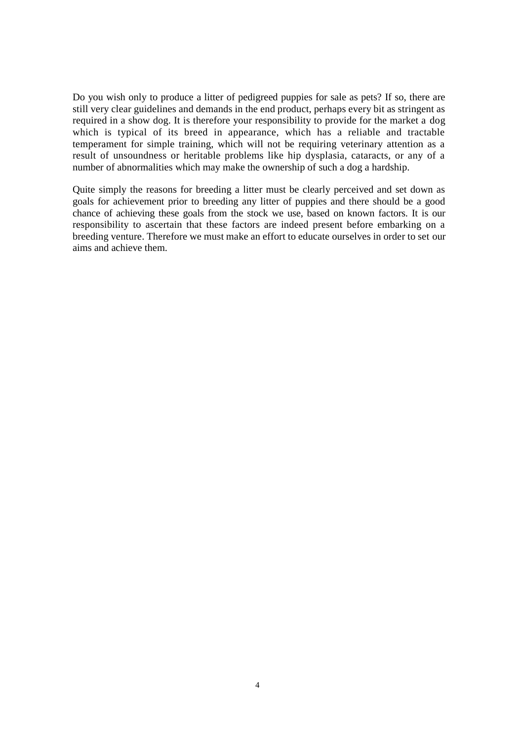Do you wish only to produce a litter of pedigreed puppies for sale as pets? If so, there are still very clear guidelines and demands in the end product, perhaps every bit as stringent as required in a show dog. It is therefore your responsibility to provide for the market a dog which is typical of its breed in appearance, which has a reliable and tractable temperament for simple training, which will not be requiring veterinary attention as a result of unsoundness or heritable problems like hip dysplasia, cataracts, or any of a number of abnormalities which may make the ownership of such a dog a hardship.

Quite simply the reasons for breeding a litter must be clearly perceived and set down as goals for achievement prior to breeding any litter of puppies and there should be a good chance of achieving these goals from the stock we use, based on known factors. It is our responsibility to ascertain that these factors are indeed present before embarking on a breeding venture. Therefore we must make an effort to educate ourselves in order to set our aims and achieve them.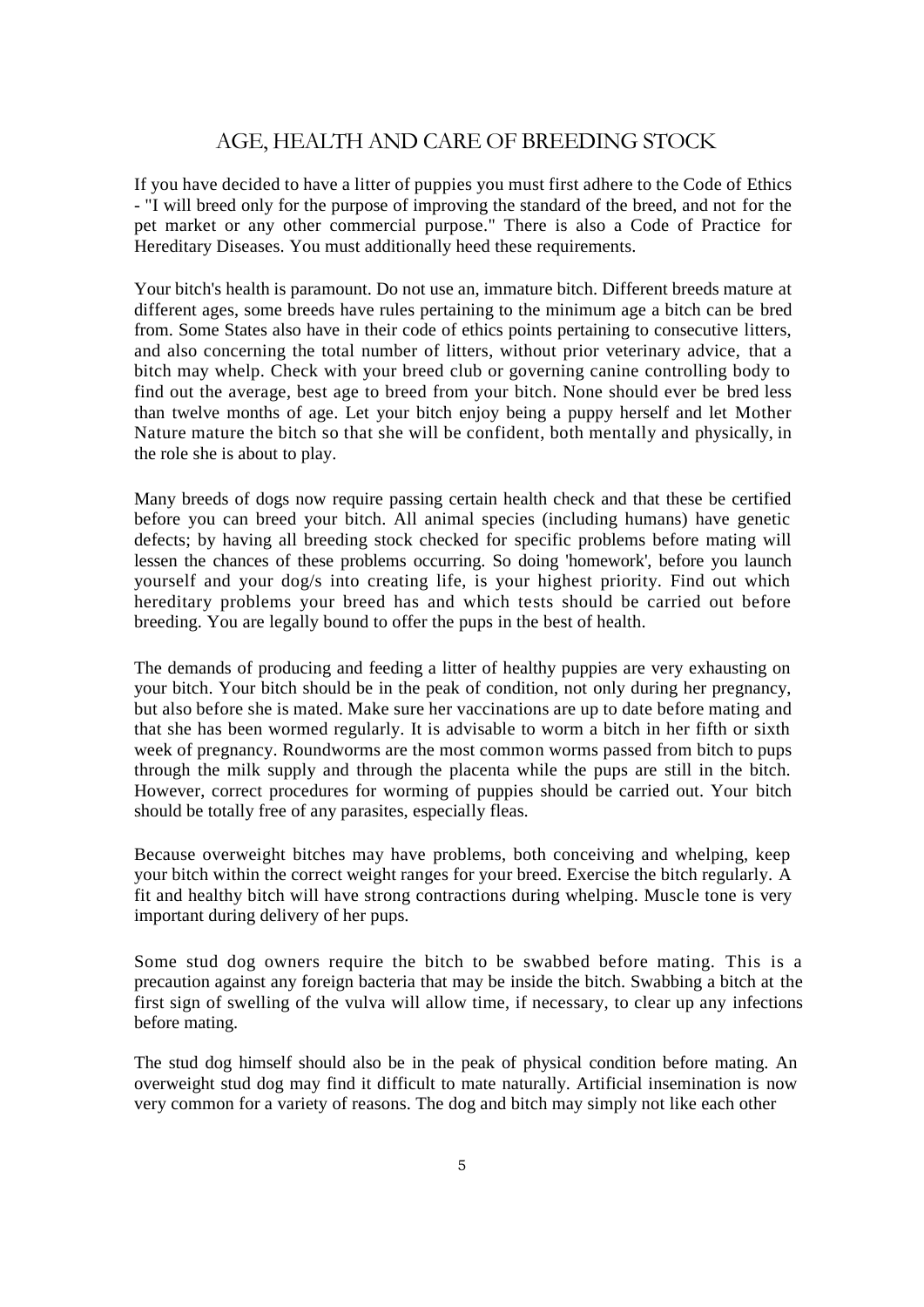## AGE, HEALTH AND CARE OF BREEDING STOCK

If you have decided to have a litter of puppies you must first adhere to the Code of Ethics - "I will breed only for the purpose of improving the standard of the breed, and not for the pet market or any other commercial purpose." There is also a Code of Practice for Hereditary Diseases. You must additionally heed these requirements.

Your bitch's health is paramount. Do not use an, immature bitch. Different breeds mature at different ages, some breeds have rules pertaining to the minimum age a bitch can be bred from. Some States also have in their code of ethics points pertaining to consecutive litters, and also concerning the total number of litters, without prior veterinary advice, that a bitch may whelp. Check with your breed club or governing canine controlling body to find out the average, best age to breed from your bitch. None should ever be bred less than twelve months of age. Let your bitch enjoy being a puppy herself and let Mother Nature mature the bitch so that she will be confident, both mentally and physically, in the role she is about to play.

Many breeds of dogs now require passing certain health check and that these be certified before you can breed your bitch. All animal species (including humans) have genetic defects; by having all breeding stock checked for specific problems before mating will lessen the chances of these problems occurring. So doing 'homework', before you launch yourself and your dog/s into creating life, is your highest priority. Find out which hereditary problems your breed has and which tests should be carried out before breeding. You are legally bound to offer the pups in the best of health.

The demands of producing and feeding a litter of healthy puppies are very exhausting on your bitch. Your bitch should be in the peak of condition, not only during her pregnancy, but also before she is mated. Make sure her vaccinations are up to date before mating and that she has been wormed regularly. It is advisable to worm a bitch in her fifth or sixth week of pregnancy. Roundworms are the most common worms passed from bitch to pups through the milk supply and through the placenta while the pups are still in the bitch. However, correct procedures for worming of puppies should be carried out. Your bitch should be totally free of any parasites, especially fleas.

Because overweight bitches may have problems, both conceiving and whelping, keep your bitch within the correct weight ranges for your breed. Exercise the bitch regularly. A fit and healthy bitch will have strong contractions during whelping. Muscle tone is very important during delivery of her pups.

Some stud dog owners require the bitch to be swabbed before mating. This is a precaution against any foreign bacteria that may be inside the bitch. Swabbing a bitch at the first sign of swelling of the vulva will allow time, if necessary, to clear up any infections before mating.

The stud dog himself should also be in the peak of physical condition before mating. An overweight stud dog may find it difficult to mate naturally. Artificial insemination is now very common for a variety of reasons. The dog and bitch may simply not like each other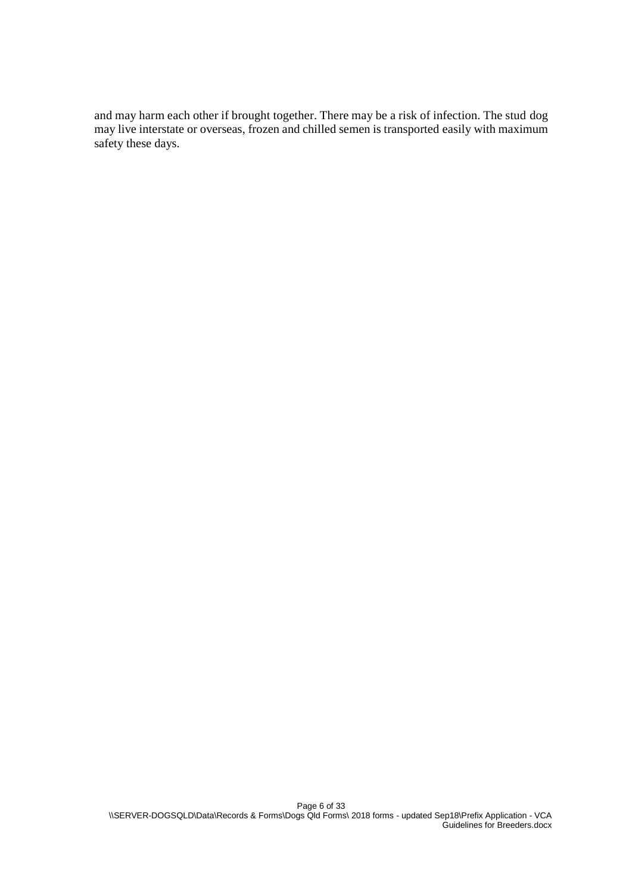and may harm each other if brought together. There may be a risk of infection. The stud dog may live interstate or overseas, frozen and chilled semen is transported easily with maximum safety these days.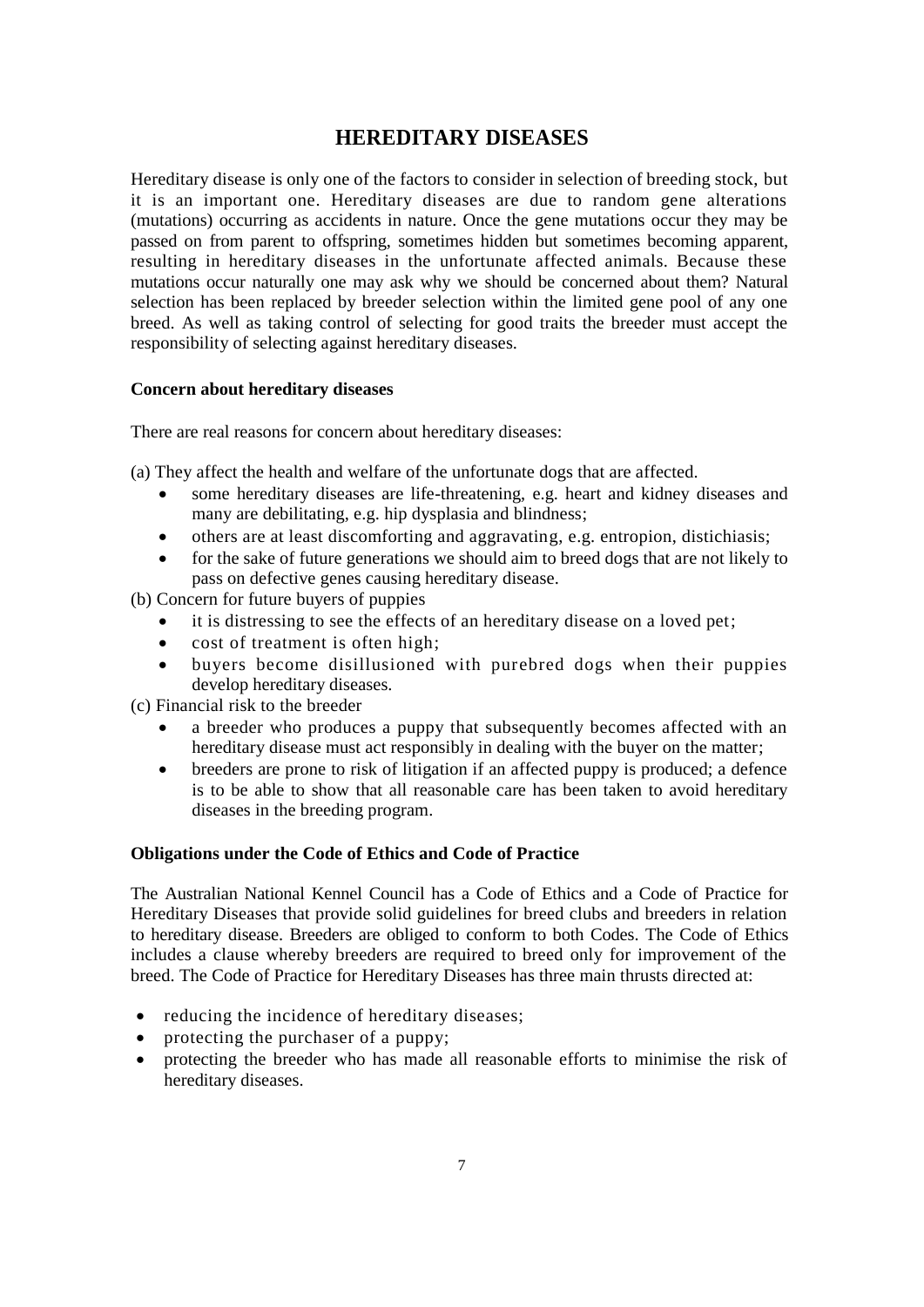# HEREDITARY DISEASES

Hereditary disease is only one of the factors to consider in selection of breeding stock, but it is an important one. Hereditary diseases are due to random gene alterations (mutations) occurring as accidents in nature. Once the gene mutations occur they may be passed on from parent to offspring, sometimes hidden but sometimes becoming apparent, resulting in hereditary diseases in the unfortunate affected animals. Because these mutations occur naturally one may ask why we should be concerned about them? Natural selection has been replaced by breeder selection within the limited gene pool of any one breed. As well as taking control of selecting for good traits the breeder must accept the responsibility of selecting against hereditary diseases.

**Concern about hereditary diseases**

There are real reasons for concern about hereditary diseases:

(a) They affect the health and welfare of the unfortunate dogs that are affected.

- some hereditary diseases are life-threatening, e.g. heart and kidney diseases and many are debilitating, e.g. hip dysplasia and blindness;
- others are at least discomforting and aggravating, e.g. entropion, distichiasis;
- for the sake of future generations we should aim to breed dogs that are not likely to pass on defective genes causing hereditary disease.

(b) Concern for future buyers of puppies

- it is distressing to see the effects of an hereditary disease on a loved pet;
- cost of treatment is often high;
- buyers become disillusioned with purebred dogs when their puppies develop hereditary diseases.

(c) Financial risk to the breeder

- a breeder who produces a puppy that subsequently becomes affected with an hereditary disease must act responsibly in dealing with the buyer on the matter;
- breeders are prone to risk of litigation if an affected puppy is produced; a defence is to be able to show that all reasonable care has been taken to avoid hereditary diseases in the breeding program.

**Obligations under the Code of Ethics and Code of Practice**

The Australian National Kennel Council has a Code of Ethics and a Code of Practice for Hereditary Diseases that provide solid guidelines for breed clubs and breeders in relation to hereditary disease. Breeders are obliged to conform to both Codes. The Code of Ethics includes a clause whereby breeders are required to breed only for improvement of the breed. The Code of Practice for Hereditary Diseases has three main thrusts directed at:

- reducing the incidence of hereditary diseases;
- protecting the purchaser of a puppy;
- protecting the breeder who has made all reasonable efforts to minimise the risk of hereditary diseases.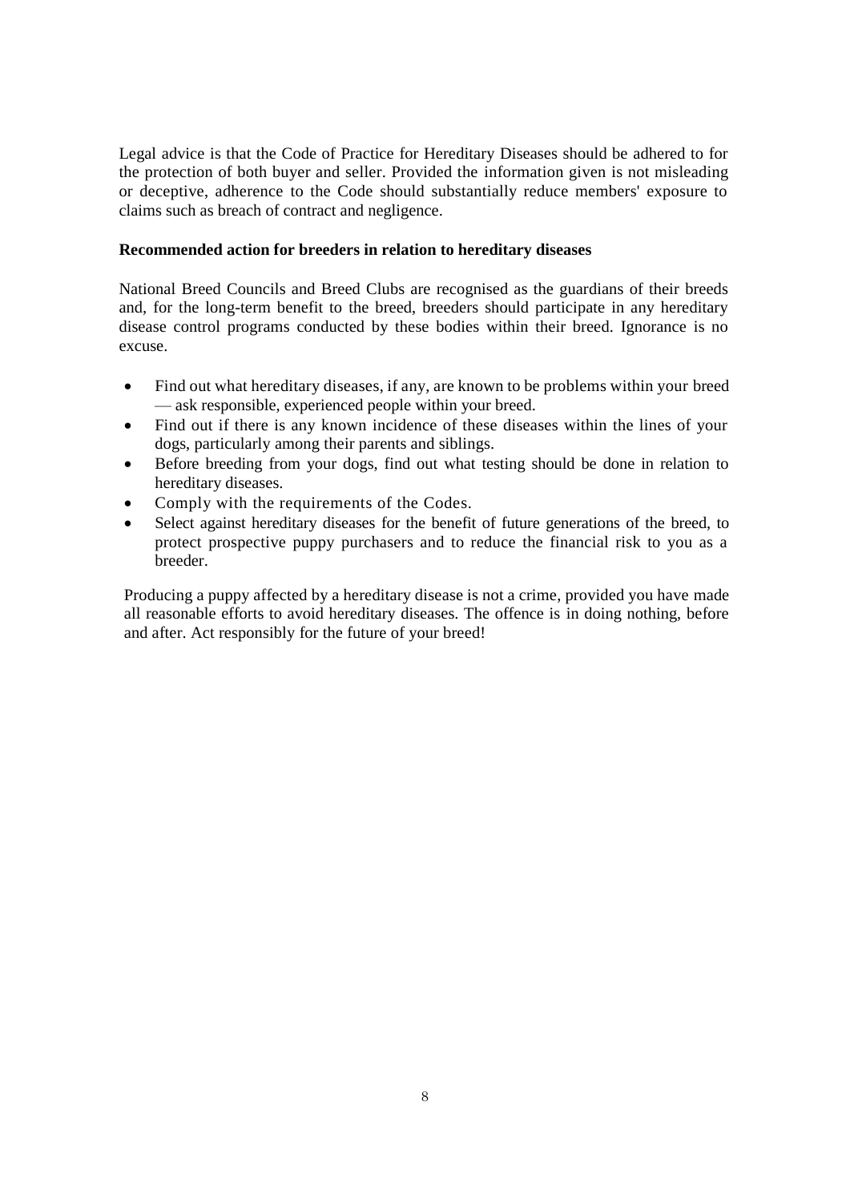Legal advice is that the Code of Practice for Hereditary Diseases should be adhered to for the protection of both buyer and seller. Provided the information given is not misleading or deceptive, adherence to the Code should substantially reduce members' exposure to claims such as breach of contract and negligence.

**Recommended action for breeders in relation to hereditary diseases**

National Breed Councils and Breed Clubs are recognised as the guardians of their breeds and, for the long-term benefit to the breed, breeders should participate in any hereditary disease control programs conducted by these bodies within their breed. Ignorance is no excuse.

- Find out what hereditary diseases, if any, are known to be problems within your breed — ask responsible, experienced people within your breed.
- Find out if there is any known incidence of these diseases within the lines of your dogs, particularly among their parents and siblings.
- Before breeding from your dogs, find out what testing should be done in relation to hereditary diseases.
- Comply with the requirements of the Codes.
- Select against hereditary diseases for the benefit of future generations of the breed, to protect prospective puppy purchasers and to reduce the financial risk to you as a breeder.

Producing a puppy affected by a hereditary disease is not a crime, provided you have made all reasonable efforts to avoid hereditary diseases. The offence is in doing nothing, before and after. Act responsibly for the future of your breed!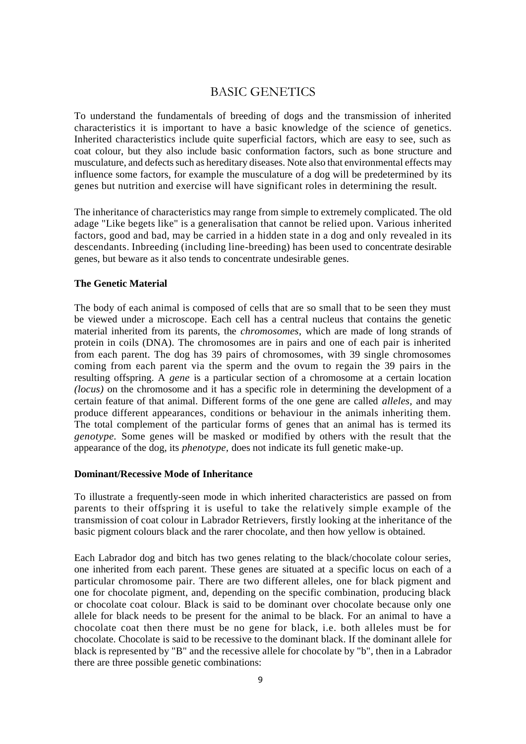# BASIC GENETICS

To understand the fundamentals of breeding of dogs and the transmission of inherited characteristics it is important to have a basic knowledge of the science of genetics. Inherited characteristics include quite superficial factors, which are easy to see, such as coat colour, but they also include basic conformation factors, such as bone structure and musculature, and defects such as hereditary diseases. Note also that environmental effects may influence some factors, for example the musculature of a dog will be predetermined by its genes but nutrition and exercise will have significant roles in determining the result.

The inheritance of characteristics may range from simple to extremely complicated. The old adage "Like begets like" is a generalisation that cannot be relied upon. Various inherited factors, good and bad, may be carried in a hidden state in a dog and only revealed in its descendants. Inbreeding (including line-breeding) has been used to concentrate desirable genes, but beware as it also tends to concentrate undesirable genes.

### The Genetic Material

The body of each animal is composed of cells that are so small that to be seen they must be viewed under a microscope. Each cell has a central nucleus that contains the genetic material inherited from its parents, the *chromosomes,* which are made of long strands of protein in coils (DNA). The chromosomes are in pairs and one of each pair is inherited from each parent. The dog has 39 pairs of chromosomes, with 39 single chromosomes coming from each parent via the sperm and the ovum to regain the 39 pairs in the resulting offspring. A *gene* is a particular section of a chromosome at a certain location *(locus)* on the chromosome and it has a specific role in determining the development of a certain feature of that animal. Different forms of the one gene are called *alleles,* and may produce different appearances, conditions or behaviour in the animals inheriting them. The total complement of the particular forms of genes that an animal has is termed its *genotype.* Some genes will be masked or modified by others with the result that the appearance of the dog, its *phenotype,* does not indicate its full genetic make-up.

### Dominant/Recessive Mode of Inheritance

To illustrate a frequently-seen mode in which inherited characteristics are passed on from parents to their offspring it is useful to take the relatively simple example of the transmission of coat colour in Labrador Retrievers, firstly looking at the inheritance of the basic pigment colours black and the rarer chocolate, and then how yellow is obtained.

Each Labrador dog and bitch has two genes relating to the black/chocolate colour series, one inherited from each parent. These genes are situated at a specific locus on each of a particular chromosome pair. There are two different alleles, one for black pigment and one for chocolate pigment, and, depending on the specific combination, producing black or chocolate coat colour. Black is said to be dominant over chocolate because only one allele for black needs to be present for the animal to be black. For an animal to have a chocolate coat then there must be no gene for black, i.e. both alleles must be for chocolate. Chocolate is said to be recessive to the dominant black. If the dominant allele for black is represented by "B" and the recessive allele for chocolate by "b", then in a Labrador there are three possible genetic combinations: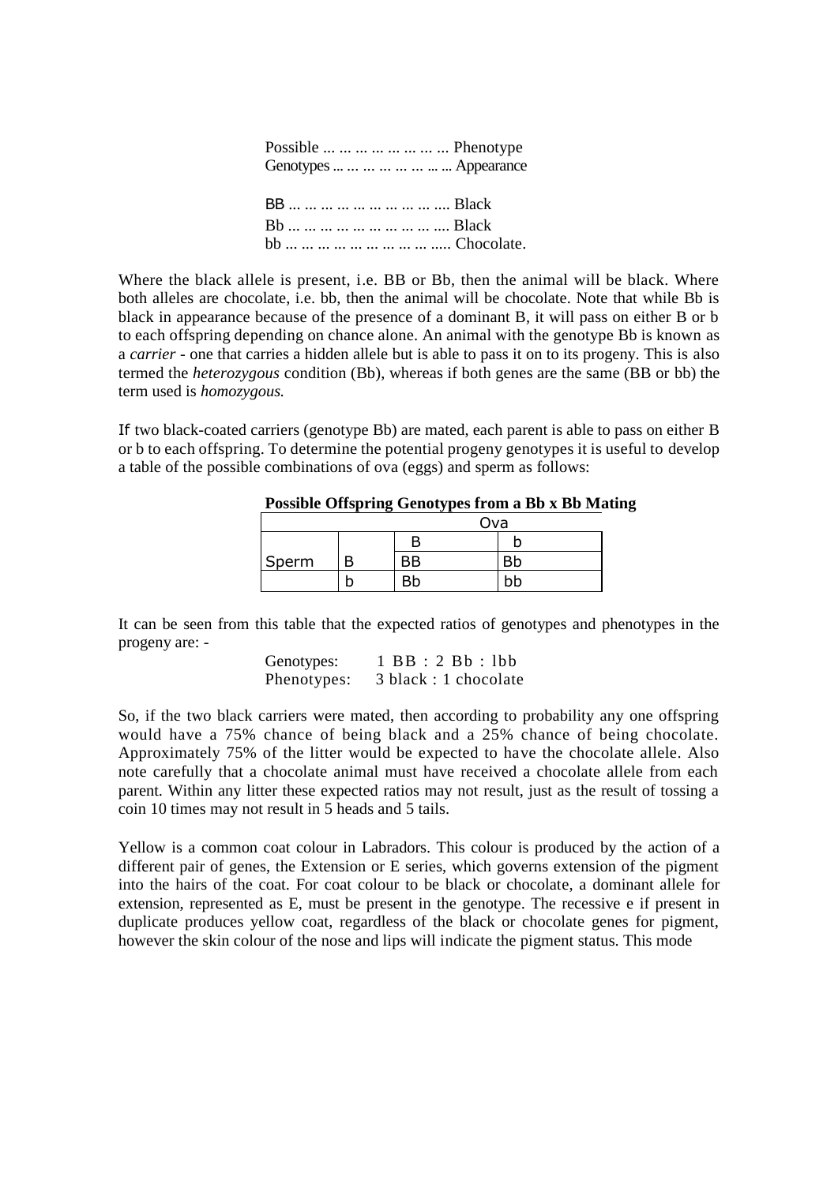| Possible Genotypes | Phenotype Appearance |
| --- | --- |
| BB | Black |
| Bb | Black |
| bb | Chocolate. |

Where the black allele is present, i.e. BB or Bb, then the animal will be black. Where both alleles are chocolate, i.e. bb, then the animal will be chocolate. Note that while Bb is black in appearance because of the presence of a dominant B, it will pass on either B or b to each offspring depending on chance alone. An animal with the genotype Bb is known as a *carrier* - one that carries a hidden allele but is able to pass it on to its progeny. This is also termed the *heterozygous* condition (Bb), whereas if both genes are the same (BB or bb) the term used is *homozygous.*

If two black-coated carriers (genotype Bb) are mated, each parent is able to pass on either B or b to each offspring. To determine the potential progeny genotypes it is useful to develop a table of the possible combinations of ova (eggs) and sperm as follows:

**Possible Offspring Genotypes from a Bb x Bb Mating**

| | | Ova | |
| --- | --- | --- | --- |
| | | B | b |
| Sperm | B | BB | Bb |
| | b | Bb | bb |

It can be seen from this table that the expected ratios of genotypes and phenotypes in the progeny are: -

Genotypes: 1 BB : 2 Bb : 1bb
Phenotypes: 3 black : 1 chocolate

So, if the two black carriers were mated, then according to probability any one offspring would have a 75% chance of being black and a 25% chance of being chocolate. Approximately 75% of the litter would be expected to have the chocolate allele. Also note carefully that a chocolate animal must have received a chocolate allele from each parent. Within any litter these expected ratios may not result, just as the result of tossing a coin 10 times may not result in 5 heads and 5 tails.

Yellow is a common coat colour in Labradors. This colour is produced by the action of a different pair of genes, the Extension or E series, which governs extension of the pigment into the hairs of the coat. For coat colour to be black or chocolate, a dominant allele for extension, represented as E, must be present in the genotype. The recessive e if present in duplicate produces yellow coat, regardless of the black or chocolate genes for pigment, however the skin colour of the nose and lips will indicate the pigment status. This mode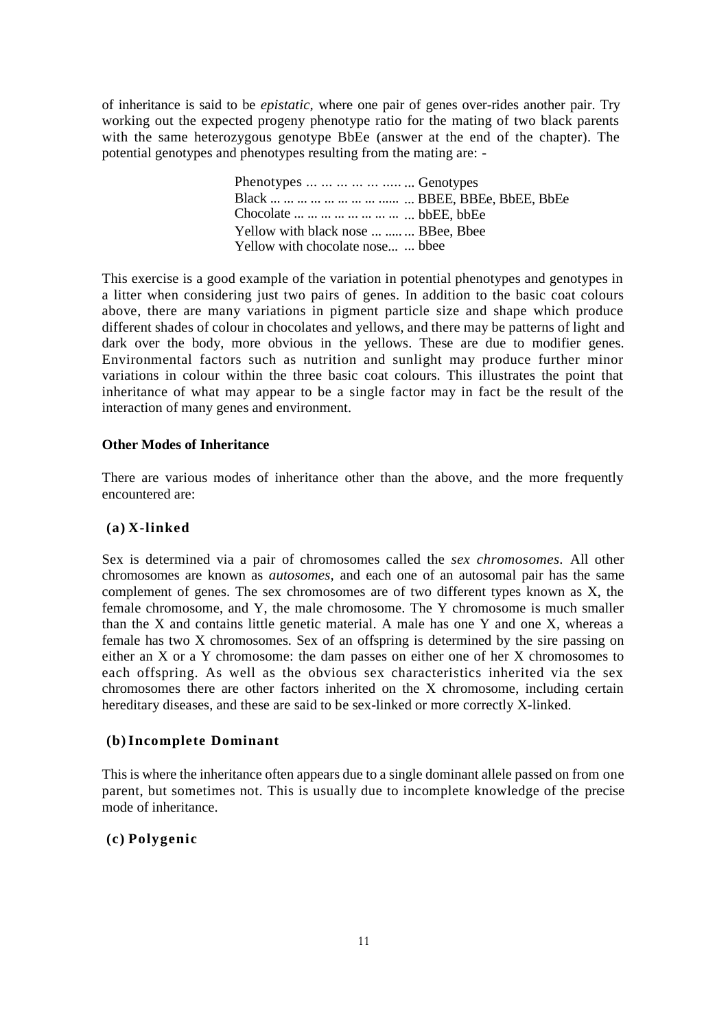of inheritance is said to be *epistatic*, where one pair of genes over-rides another pair. Try working out the expected progeny phenotype ratio for the mating of two black parents with the same heterozygous genotype BbEe (answer at the end of the chapter). The potential genotypes and phenotypes resulting from the mating are: -

| Phenotypes | Genotypes |
|---|---|
| Black | BBEE, BBEe, BbEE, BbEe |
| Chocolate | bbEE, bbEe |
| Yellow with black nose | BBee, Bbee |
| Yellow with chocolate nose | bbee |

This exercise is a good example of the variation in potential phenotypes and genotypes in a litter when considering just two pairs of genes. In addition to the basic coat colours above, there are many variations in pigment particle size and shape which produce different shades of colour in chocolates and yellows, and there may be patterns of light and dark over the body, more obvious in the yellows. These are due to modifier genes. Environmental factors such as nutrition and sunlight may produce further minor variations in colour within the three basic coat colours. This illustrates the point that inheritance of what may appear to be a single factor may in fact be the result of the interaction of many genes and environment.

**Other Modes of Inheritance**

There are various modes of inheritance other than the above, and the more frequently encountered are:

**(a) X-linked**

Sex is determined via a pair of chromosomes called the *sex chromosomes*. All other chromosomes are known as *autosomes*, and each one of an autosomal pair has the same complement of genes. The sex chromosomes are of two different types known as X, the female chromosome, and Y, the male chromosome. The Y chromosome is much smaller than the X and contains little genetic material. A male has one Y and one X, whereas a female has two X chromosomes. Sex of an offspring is determined by the sire passing on either an X or a Y chromosome: the dam passes on either one of her X chromosomes to each offspring. As well as the obvious sex characteristics inherited via the sex chromosomes there are other factors inherited on the X chromosome, including certain hereditary diseases, and these are said to be sex-linked or more correctly X-linked.

**(b) Incomplete Dominant**

This is where the inheritance often appears due to a single dominant allele passed on from one parent, but sometimes not. This is usually due to incomplete knowledge of the precise mode of inheritance.

**(c) Polygenic**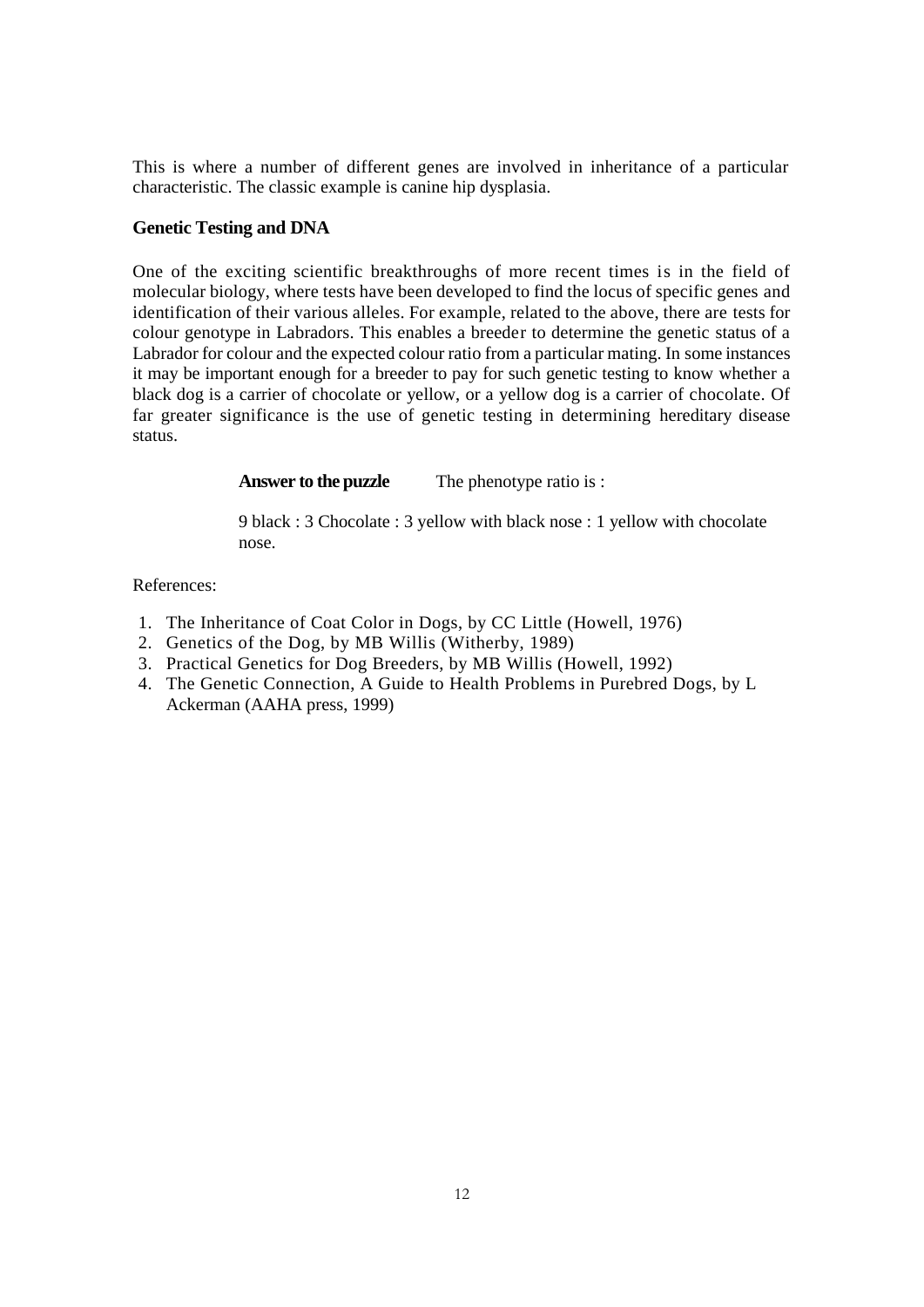This is where a number of different genes are involved in inheritance of a particular characteristic. The classic example is canine hip dysplasia.

**Genetic Testing and DNA**

One of the exciting scientific breakthroughs of more recent times is in the field of molecular biology, where tests have been developed to find the locus of specific genes and identification of their various alleles. For example, related to the above, there are tests for colour genotype in Labradors. This enables a breeder to determine the genetic status of a Labrador for colour and the expected colour ratio from a particular mating. In some instances it may be important enough for a breeder to pay for such genetic testing to know whether a black dog is a carrier of chocolate or yellow, or a yellow dog is a carrier of chocolate. Of far greater significance is the use of genetic testing in determining hereditary disease status.

**Answer to the puzzle** The phenotype ratio is :

9 black : 3 Chocolate : 3 yellow with black nose : 1 yellow with chocolate nose.

References:

1. The Inheritance of Coat Color in Dogs, by CC Little (Howell, 1976)
2. Genetics of the Dog, by MB Willis (Witherby, 1989)
3. Practical Genetics for Dog Breeders, by MB Willis (Howell, 1992)
4. The Genetic Connection, A Guide to Health Problems in Purebred Dogs, by L Ackerman (AAHA press, 1999)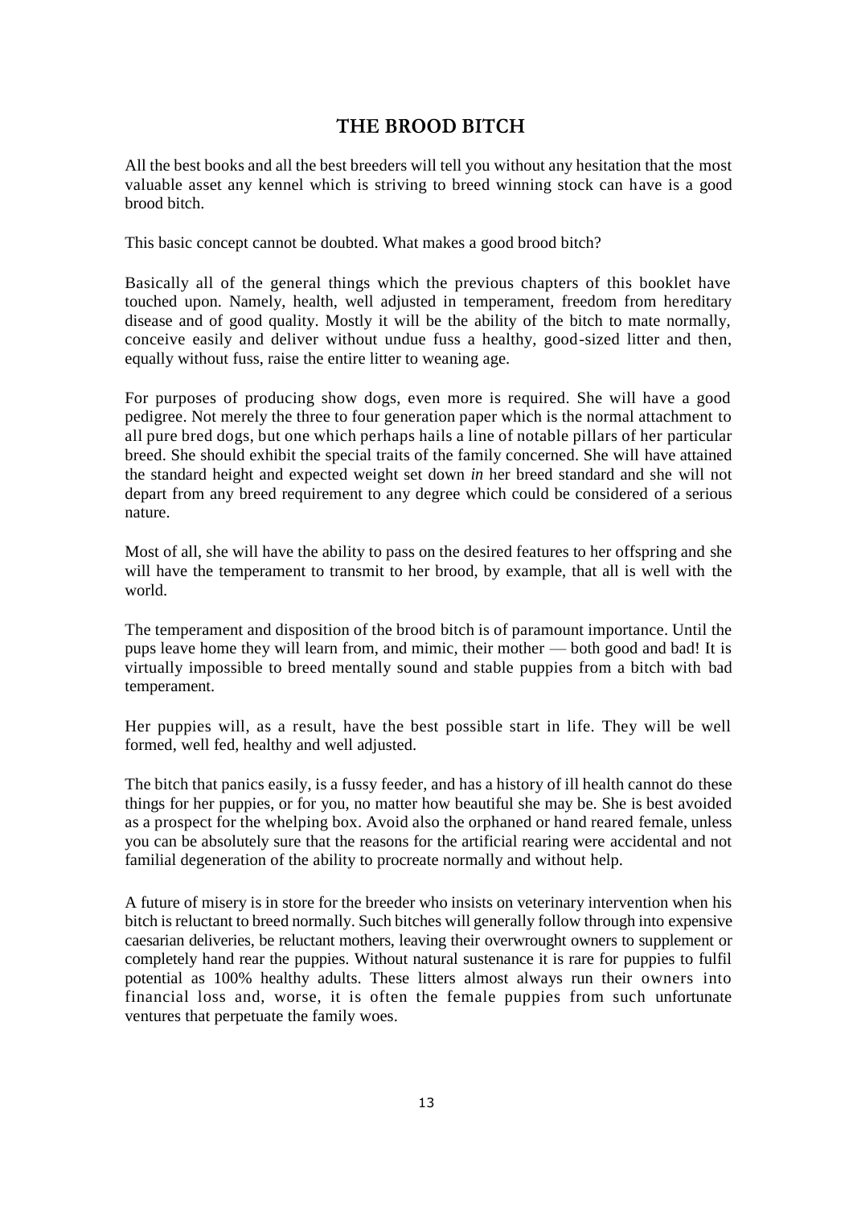# THE BROOD BITCH

All the best books and all the best breeders will tell you without any hesitation that the most valuable asset any kennel which is striving to breed winning stock can have is a good brood bitch.

This basic concept cannot be doubted. What makes a good brood bitch?

Basically all of the general things which the previous chapters of this booklet have touched upon. Namely, health, well adjusted in temperament, freedom from hereditary disease and of good quality. Mostly it will be the ability of the bitch to mate normally, conceive easily and deliver without undue fuss a healthy, good-sized litter and then, equally without fuss, raise the entire litter to weaning age.

For purposes of producing show dogs, even more is required. She will have a good pedigree. Not merely the three to four generation paper which is the normal attachment to all pure bred dogs, but one which perhaps hails a line of notable pillars of her particular breed. She should exhibit the special traits of the family concerned. She will have attained the standard height and expected weight set down *in* her breed standard and she will not depart from any breed requirement to any degree which could be considered of a serious nature.

Most of all, she will have the ability to pass on the desired features to her offspring and she will have the temperament to transmit to her brood, by example, that all is well with the world.

The temperament and disposition of the brood bitch is of paramount importance. Until the pups leave home they will learn from, and mimic, their mother — both good and bad! It is virtually impossible to breed mentally sound and stable puppies from a bitch with bad temperament.

Her puppies will, as a result, have the best possible start in life. They will be well formed, well fed, healthy and well adjusted.

The bitch that panics easily, is a fussy feeder, and has a history of ill health cannot do these things for her puppies, or for you, no matter how beautiful she may be. She is best avoided as a prospect for the whelping box. Avoid also the orphaned or hand reared female, unless you can be absolutely sure that the reasons for the artificial rearing were accidental and not familial degeneration of the ability to procreate normally and without help.

A future of misery is in store for the breeder who insists on veterinary intervention when his bitch is reluctant to breed normally. Such bitches will generally follow through into expensive caesarian deliveries, be reluctant mothers, leaving their overwrought owners to supplement or completely hand rear the puppies. Without natural sustenance it is rare for puppies to fulfil potential as 100% healthy adults. These litters almost always run their owners into financial loss and, worse, it is often the female puppies from such unfortunate ventures that perpetuate the family woes.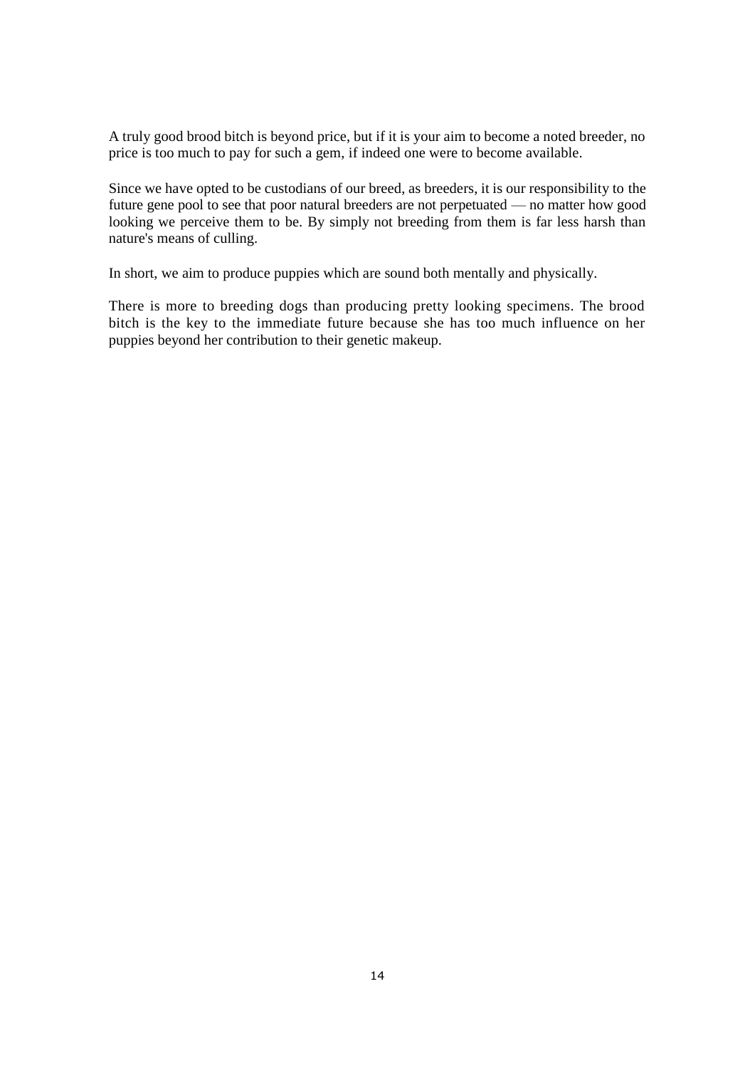A truly good brood bitch is beyond price, but if it is your aim to become a noted breeder, no price is too much to pay for such a gem, if indeed one were to become available.

Since we have opted to be custodians of our breed, as breeders, it is our responsibility to the future gene pool to see that poor natural breeders are not perpetuated — no matter how good looking we perceive them to be. By simply not breeding from them is far less harsh than nature's means of culling.

In short, we aim to produce puppies which are sound both mentally and physically.

There is more to breeding dogs than producing pretty looking specimens. The brood bitch is the key to the immediate future because she has too much influence on her puppies beyond her contribution to their genetic makeup.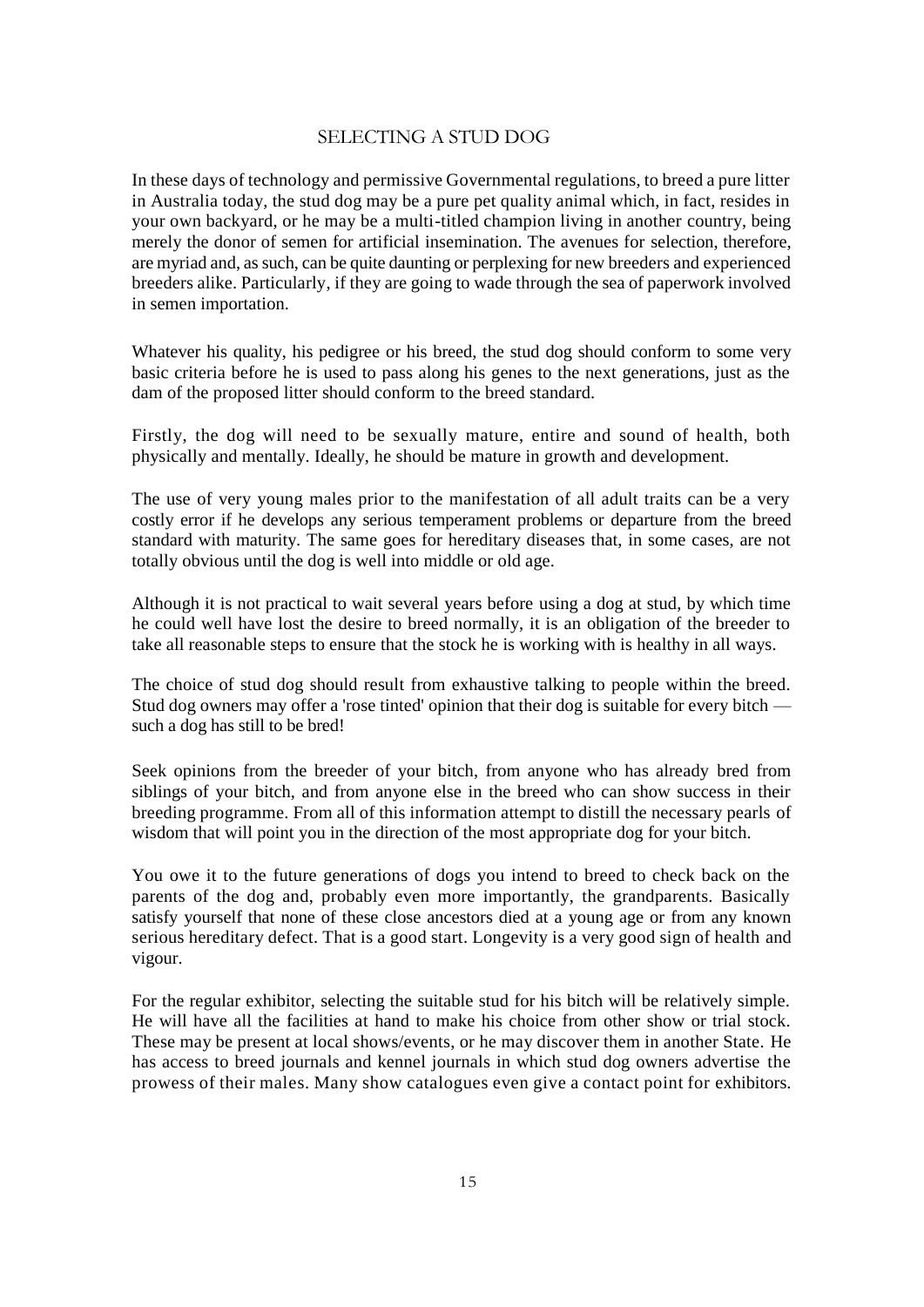## SELECTING A STUD DOG

In these days of technology and permissive Governmental regulations, to breed a pure litter in Australia today, the stud dog may be a pure pet quality animal which, in fact, resides in your own backyard, or he may be a multi-titled champion living in another country, being merely the donor of semen for artificial insemination. The avenues for selection, therefore, are myriad and, as such, can be quite daunting or perplexing for new breeders and experienced breeders alike. Particularly, if they are going to wade through the sea of paperwork involved in semen importation.

Whatever his quality, his pedigree or his breed, the stud dog should conform to some very basic criteria before he is used to pass along his genes to the next generations, just as the dam of the proposed litter should conform to the breed standard.

Firstly, the dog will need to be sexually mature, entire and sound of health, both physically and mentally. Ideally, he should be mature in growth and development.

The use of very young males prior to the manifestation of all adult traits can be a very costly error if he develops any serious temperament problems or departure from the breed standard with maturity. The same goes for hereditary diseases that, in some cases, are not totally obvious until the dog is well into middle or old age.

Although it is not practical to wait several years before using a dog at stud, by which time he could well have lost the desire to breed normally, it is an obligation of the breeder to take all reasonable steps to ensure that the stock he is working with is healthy in all ways.

The choice of stud dog should result from exhaustive talking to people within the breed. Stud dog owners may offer a 'rose tinted' opinion that their dog is suitable for every bitch — such a dog has still to be bred!

Seek opinions from the breeder of your bitch, from anyone who has already bred from siblings of your bitch, and from anyone else in the breed who can show success in their breeding programme. From all of this information attempt to distill the necessary pearls of wisdom that will point you in the direction of the most appropriate dog for your bitch.

You owe it to the future generations of dogs you intend to breed to check back on the parents of the dog and, probably even more importantly, the grandparents. Basically satisfy yourself that none of these close ancestors died at a young age or from any known serious hereditary defect. That is a good start. Longevity is a very good sign of health and vigour.

For the regular exhibitor, selecting the suitable stud for his bitch will be relatively simple. He will have all the facilities at hand to make his choice from other show or trial stock. These may be present at local shows/events, or he may discover them in another State. He has access to breed journals and kennel journals in which stud dog owners advertise the prowess of their males. Many show catalogues even give a contact point for exhibitors.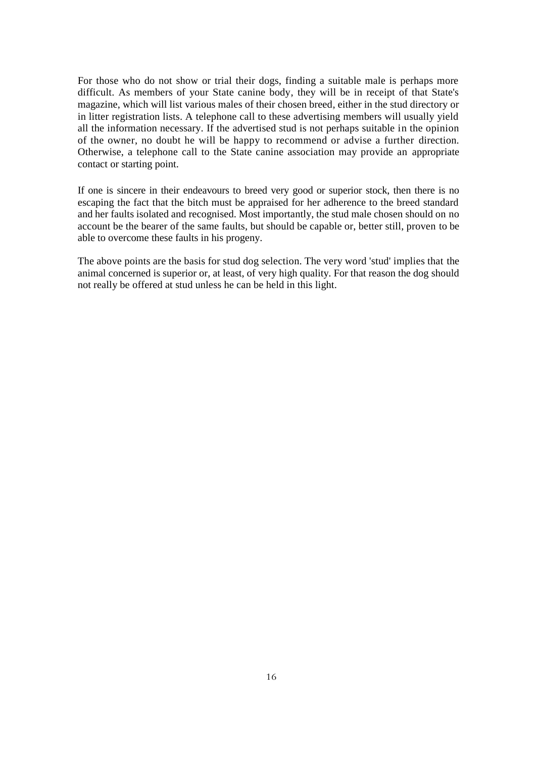For those who do not show or trial their dogs, finding a suitable male is perhaps more difficult. As members of your State canine body, they will be in receipt of that State's magazine, which will list various males of their chosen breed, either in the stud directory or in litter registration lists. A telephone call to these advertising members will usually yield all the information necessary. If the advertised stud is not perhaps suitable in the opinion of the owner, no doubt he will be happy to recommend or advise a further direction. Otherwise, a telephone call to the State canine association may provide an appropriate contact or starting point.

If one is sincere in their endeavours to breed very good or superior stock, then there is no escaping the fact that the bitch must be appraised for her adherence to the breed standard and her faults isolated and recognised. Most importantly, the stud male chosen should on no account be the bearer of the same faults, but should be capable or, better still, proven to be able to overcome these faults in his progeny.

The above points are the basis for stud dog selection. The very word 'stud' implies that the animal concerned is superior or, at least, of very high quality. For that reason the dog should not really be offered at stud unless he can be held in this light.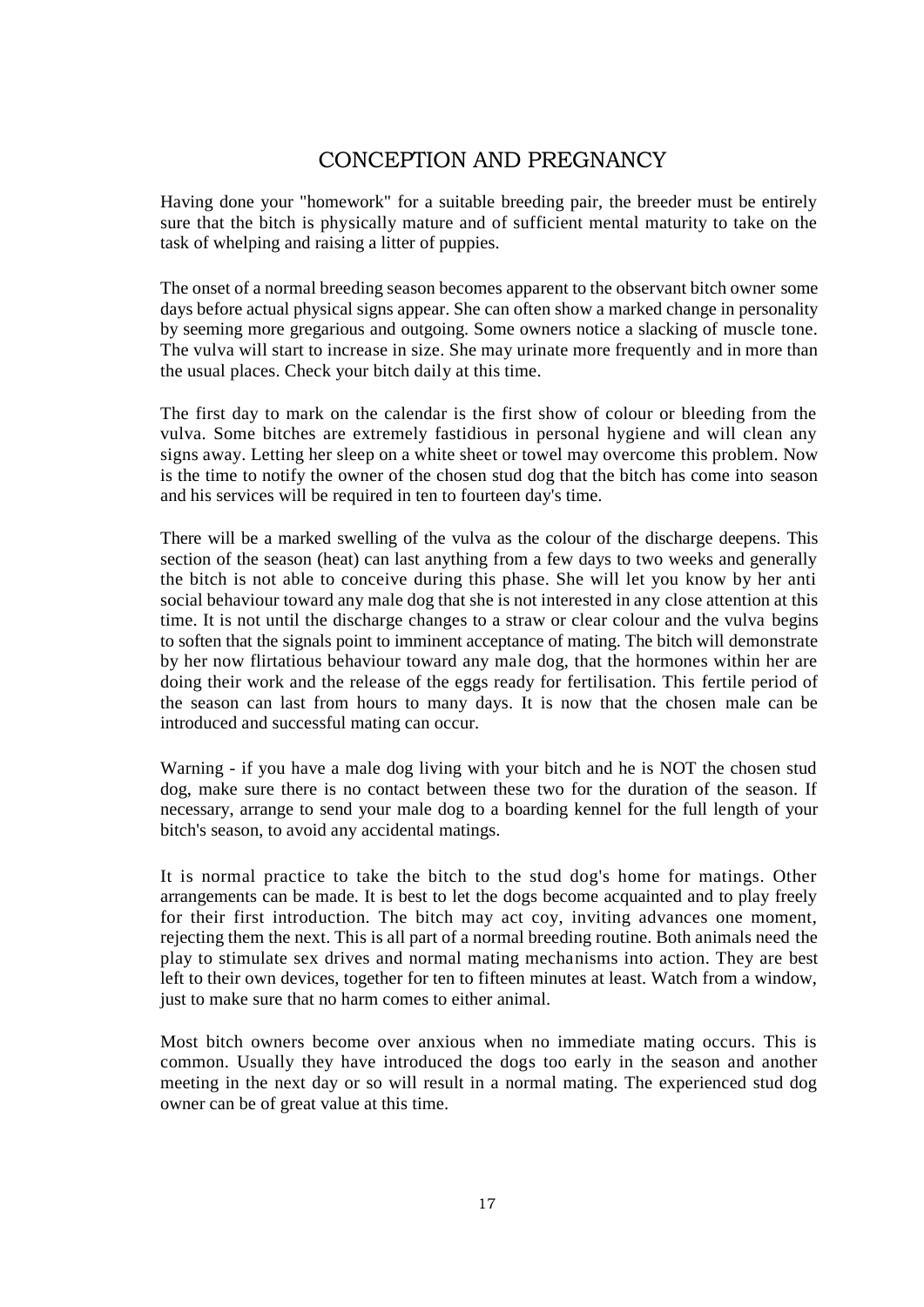# CONCEPTION AND PREGNANCY

Having done your "homework" for a suitable breeding pair, the breeder must be entirely sure that the bitch is physically mature and of sufficient mental maturity to take on the task of whelping and raising a litter of puppies.

The onset of a normal breeding season becomes apparent to the observant bitch owner some days before actual physical signs appear. She can often show a marked change in personality by seeming more gregarious and outgoing. Some owners notice a slacking of muscle tone. The vulva will start to increase in size. She may urinate more frequently and in more than the usual places. Check your bitch daily at this time.

The first day to mark on the calendar is the first show of colour or bleeding from the vulva. Some bitches are extremely fastidious in personal hygiene and will clean any signs away. Letting her sleep on a white sheet or towel may overcome this problem. Now is the time to notify the owner of the chosen stud dog that the bitch has come into season and his services will be required in ten to fourteen day's time.

There will be a marked swelling of the vulva as the colour of the discharge deepens. This section of the season (heat) can last anything from a few days to two weeks and generally the bitch is not able to conceive during this phase. She will let you know by her anti social behaviour toward any male dog that she is not interested in any close attention at this time. It is not until the discharge changes to a straw or clear colour and the vulva begins to soften that the signals point to imminent acceptance of mating. The bitch will demonstrate by her now flirtatious behaviour toward any male dog, that the hormones within her are doing their work and the release of the eggs ready for fertilisation. This fertile period of the season can last from hours to many days. It is now that the chosen male can be introduced and successful mating can occur.

Warning - if you have a male dog living with your bitch and he is NOT the chosen stud dog, make sure there is no contact between these two for the duration of the season. If necessary, arrange to send your male dog to a boarding kennel for the full length of your bitch's season, to avoid any accidental matings.

It is normal practice to take the bitch to the stud dog's home for matings. Other arrangements can be made. It is best to let the dogs become acquainted and to play freely for their first introduction. The bitch may act coy, inviting advances one moment, rejecting them the next. This is all part of a normal breeding routine. Both animals need the play to stimulate sex drives and normal mating mechanisms into action. They are best left to their own devices, together for ten to fifteen minutes at least. Watch from a window, just to make sure that no harm comes to either animal.

Most bitch owners become over anxious when no immediate mating occurs. This is common. Usually they have introduced the dogs too early in the season and another meeting in the next day or so will result in a normal mating. The experienced stud dog owner can be of great value at this time.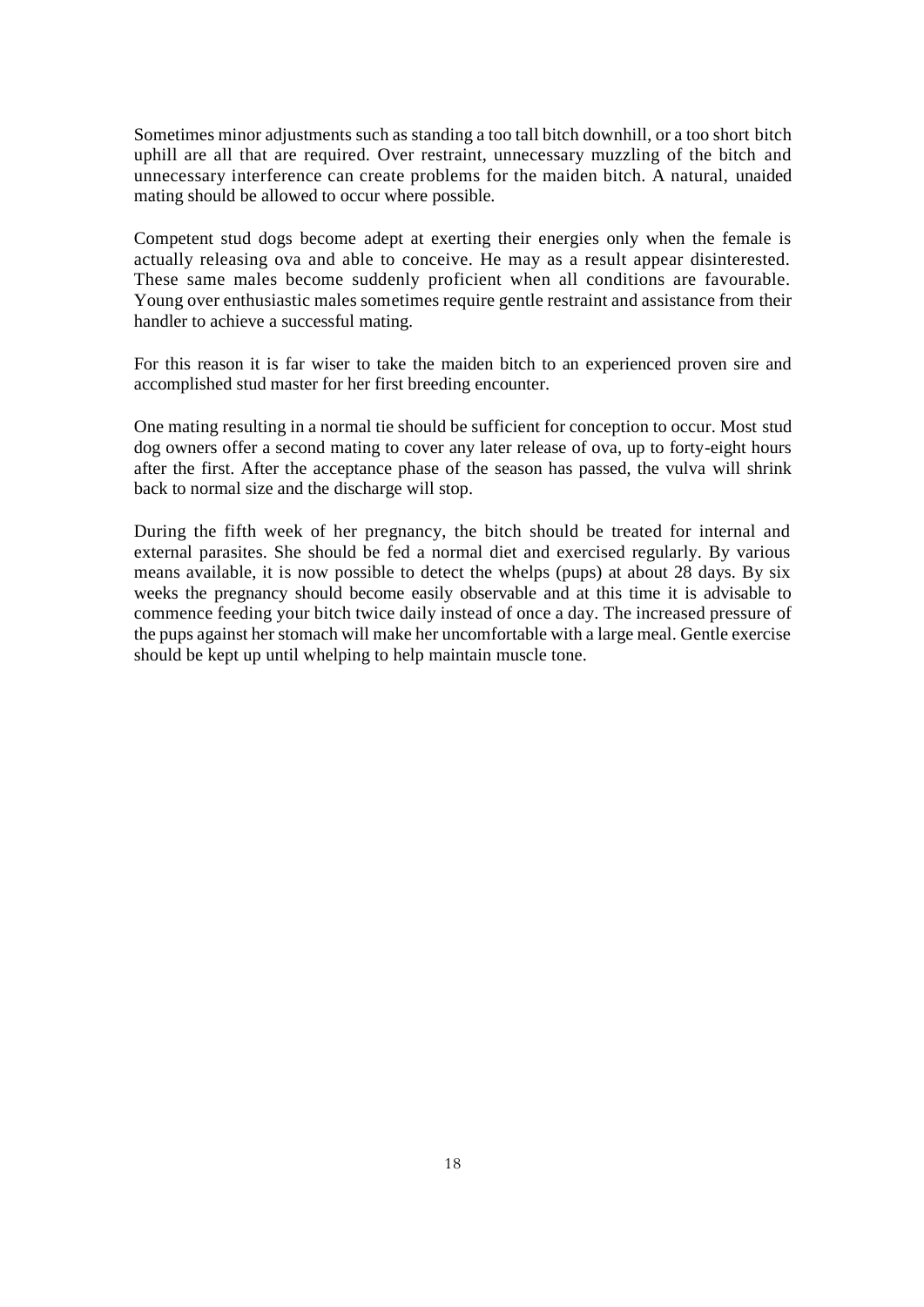Sometimes minor adjustments such as standing a too tall bitch downhill, or a too short bitch uphill are all that are required. Over restraint, unnecessary muzzling of the bitch and unnecessary interference can create problems for the maiden bitch. A natural, unaided mating should be allowed to occur where possible.

Competent stud dogs become adept at exerting their energies only when the female is actually releasing ova and able to conceive. He may as a result appear disinterested. These same males become suddenly proficient when all conditions are favourable. Young over enthusiastic males sometimes require gentle restraint and assistance from their handler to achieve a successful mating.

For this reason it is far wiser to take the maiden bitch to an experienced proven sire and accomplished stud master for her first breeding encounter.

One mating resulting in a normal tie should be sufficient for conception to occur. Most stud dog owners offer a second mating to cover any later release of ova, up to forty-eight hours after the first. After the acceptance phase of the season has passed, the vulva will shrink back to normal size and the discharge will stop.

During the fifth week of her pregnancy, the bitch should be treated for internal and external parasites. She should be fed a normal diet and exercised regularly. By various means available, it is now possible to detect the whelps (pups) at about 28 days. By six weeks the pregnancy should become easily observable and at this time it is advisable to commence feeding your bitch twice daily instead of once a day. The increased pressure of the pups against her stomach will make her uncomfortable with a large meal. Gentle exercise should be kept up until whelping to help maintain muscle tone.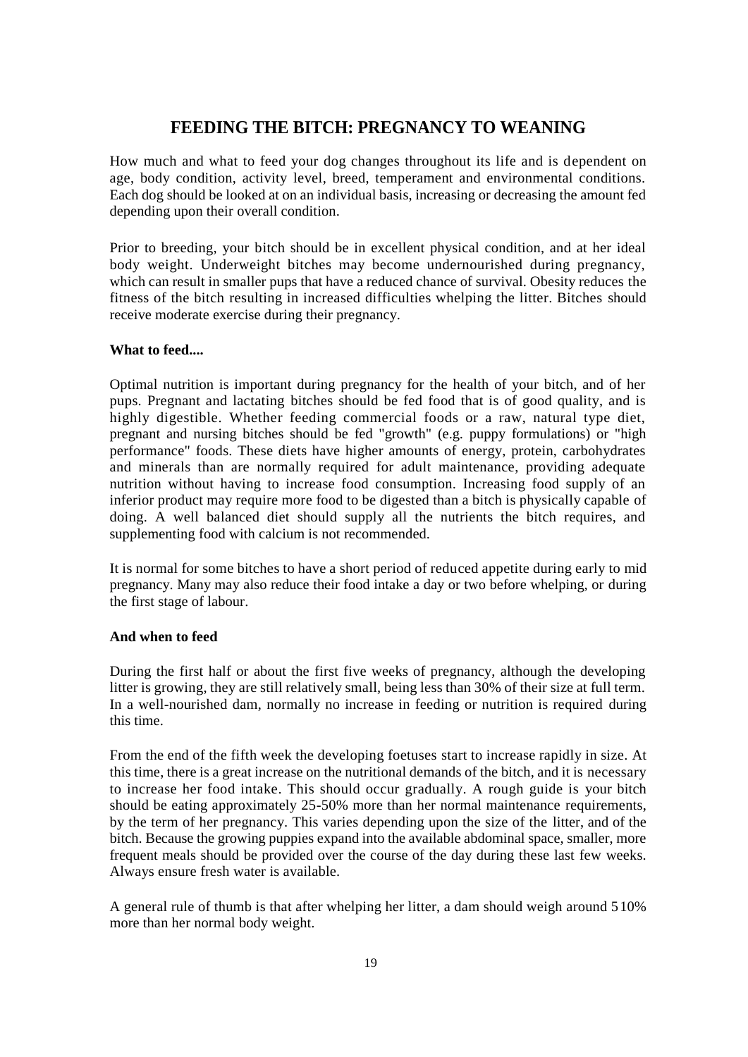# FEEDING THE BITCH: PREGNANCY TO WEANING

How much and what to feed your dog changes throughout its life and is dependent on age, body condition, activity level, breed, temperament and environmental conditions. Each dog should be looked at on an individual basis, increasing or decreasing the amount fed depending upon their overall condition.

Prior to breeding, your bitch should be in excellent physical condition, and at her ideal body weight. Underweight bitches may become undernourished during pregnancy, which can result in smaller pups that have a reduced chance of survival. Obesity reduces the fitness of the bitch resulting in increased difficulties whelping the litter. Bitches should receive moderate exercise during their pregnancy.

**What to feed....**

Optimal nutrition is important during pregnancy for the health of your bitch, and of her pups. Pregnant and lactating bitches should be fed food that is of good quality, and is highly digestible. Whether feeding commercial foods or a raw, natural type diet, pregnant and nursing bitches should be fed "growth" (e.g. puppy formulations) or "high performance" foods. These diets have higher amounts of energy, protein, carbohydrates and minerals than are normally required for adult maintenance, providing adequate nutrition without having to increase food consumption. Increasing food supply of an inferior product may require more food to be digested than a bitch is physically capable of doing. A well balanced diet should supply all the nutrients the bitch requires, and supplementing food with calcium is not recommended.

It is normal for some bitches to have a short period of reduced appetite during early to mid pregnancy. Many may also reduce their food intake a day or two before whelping, or during the first stage of labour.

**And when to feed**

During the first half or about the first five weeks of pregnancy, although the developing litter is growing, they are still relatively small, being less than 30% of their size at full term. In a well-nourished dam, normally no increase in feeding or nutrition is required during this time.

From the end of the fifth week the developing foetuses start to increase rapidly in size. At this time, there is a great increase on the nutritional demands of the bitch, and it is necessary to increase her food intake. This should occur gradually. A rough guide is your bitch should be eating approximately 25-50% more than her normal maintenance requirements, by the term of her pregnancy. This varies depending upon the size of the litter, and of the bitch. Because the growing puppies expand into the available abdominal space, smaller, more frequent meals should be provided over the course of the day during these last few weeks. Always ensure fresh water is available.

A general rule of thumb is that after whelping her litter, a dam should weigh around 5 10% more than her normal body weight.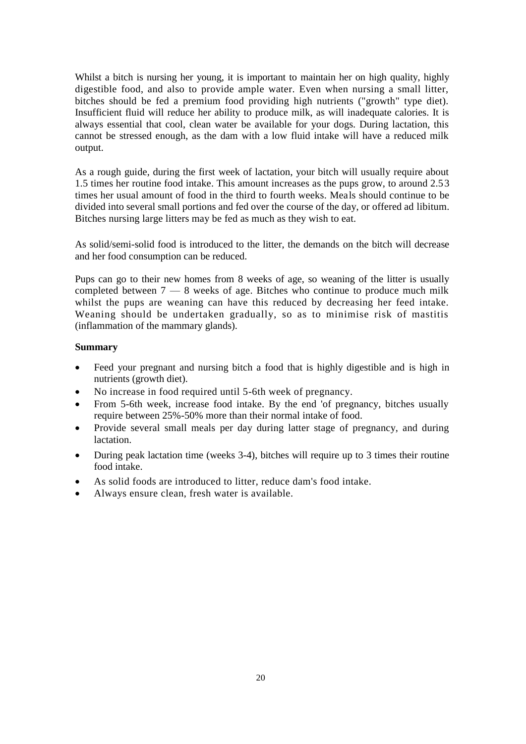Whilst a bitch is nursing her young, it is important to maintain her on high quality, highly digestible food, and also to provide ample water. Even when nursing a small litter, bitches should be fed a premium food providing high nutrients ("growth" type diet). Insufficient fluid will reduce her ability to produce milk, as will inadequate calories. It is always essential that cool, clean water be available for your dogs. During lactation, this cannot be stressed enough, as the dam with a low fluid intake will have a reduced milk output.

As a rough guide, during the first week of lactation, your bitch will usually require about 1.5 times her routine food intake. This amount increases as the pups grow, to around 2.53 times her usual amount of food in the third to fourth weeks. Meals should continue to be divided into several small portions and fed over the course of the day, or offered ad libitum. Bitches nursing large litters may be fed as much as they wish to eat.

As solid/semi-solid food is introduced to the litter, the demands on the bitch will decrease and her food consumption can be reduced.

Pups can go to their new homes from 8 weeks of age, so weaning of the litter is usually completed between 7 — 8 weeks of age. Bitches who continue to produce much milk whilst the pups are weaning can have this reduced by decreasing her feed intake. Weaning should be undertaken gradually, so as to minimise risk of mastitis (inflammation of the mammary glands).

**Summary**

- Feed your pregnant and nursing bitch a food that is highly digestible and is high in nutrients (growth diet).
- No increase in food required until 5-6th week of pregnancy.
- From 5-6th week, increase food intake. By the end 'of pregnancy, bitches usually require between 25%-50% more than their normal intake of food.
- Provide several small meals per day during latter stage of pregnancy, and during lactation.
- During peak lactation time (weeks 3-4), bitches will require up to 3 times their routine food intake.
- As solid foods are introduced to litter, reduce dam's food intake.
- Always ensure clean, fresh water is available.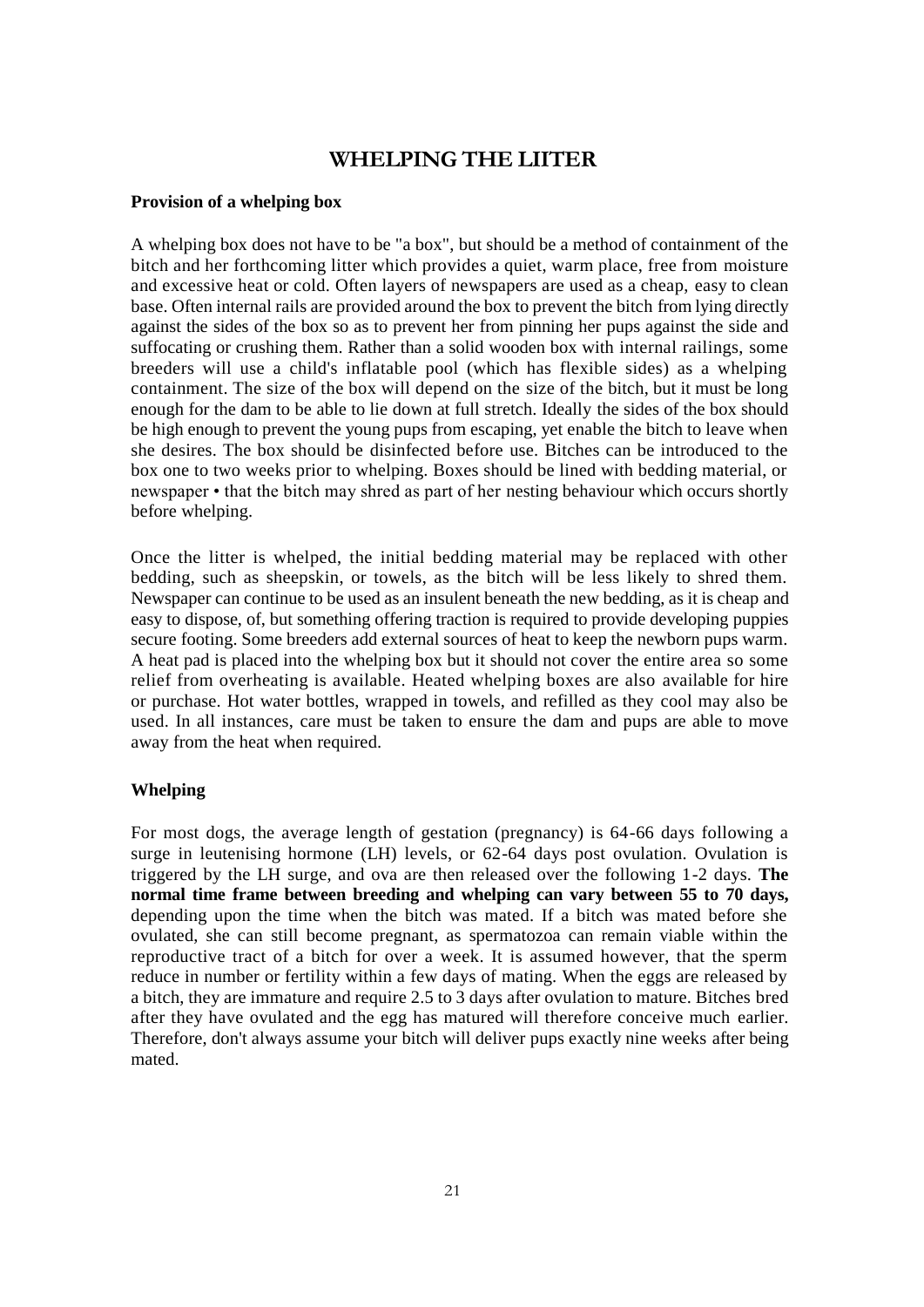# WHELPING THE LIITER

### Provision of a whelping box

A whelping box does not have to be "a box", but should be a method of containment of the bitch and her forthcoming litter which provides a quiet, warm place, free from moisture and excessive heat or cold. Often layers of newspapers are used as a cheap, easy to clean base. Often internal rails are provided around the box to prevent the bitch from lying directly against the sides of the box so as to prevent her from pinning her pups against the side and suffocating or crushing them. Rather than a solid wooden box with internal railings, some breeders will use a child's inflatable pool (which has flexible sides) as a whelping containment. The size of the box will depend on the size of the bitch, but it must be long enough for the dam to be able to lie down at full stretch. Ideally the sides of the box should be high enough to prevent the young pups from escaping, yet enable the bitch to leave when she desires. The box should be disinfected before use. Bitches can be introduced to the box one to two weeks prior to whelping. Boxes should be lined with bedding material, or newspaper • that the bitch may shred as part of her nesting behaviour which occurs shortly before whelping.

Once the litter is whelped, the initial bedding material may be replaced with other bedding, such as sheepskin, or towels, as the bitch will be less likely to shred them. Newspaper can continue to be used as an insulent beneath the new bedding, as it is cheap and easy to dispose, of, but something offering traction is required to provide developing puppies secure footing. Some breeders add external sources of heat to keep the newborn pups warm. A heat pad is placed into the whelping box but it should not cover the entire area so some relief from overheating is available. Heated whelping boxes are also available for hire or purchase. Hot water bottles, wrapped in towels, and refilled as they cool may also be used. In all instances, care must be taken to ensure the dam and pups are able to move away from the heat when required.

### Whelping

For most dogs, the average length of gestation (pregnancy) is 64-66 days following a surge in leutenising hormone (LH) levels, or 62-64 days post ovulation. Ovulation is triggered by the LH surge, and ova are then released over the following 1-2 days. **The normal time frame between breeding and whelping can vary between 55 to 70 days,** depending upon the time when the bitch was mated. If a bitch was mated before she ovulated, she can still become pregnant, as spermatozoa can remain viable within the reproductive tract of a bitch for over a week. It is assumed however, that the sperm reduce in number or fertility within a few days of mating. When the eggs are released by a bitch, they are immature and require 2.5 to 3 days after ovulation to mature. Bitches bred after they have ovulated and the egg has matured will therefore conceive much earlier. Therefore, don't always assume your bitch will deliver pups exactly nine weeks after being mated.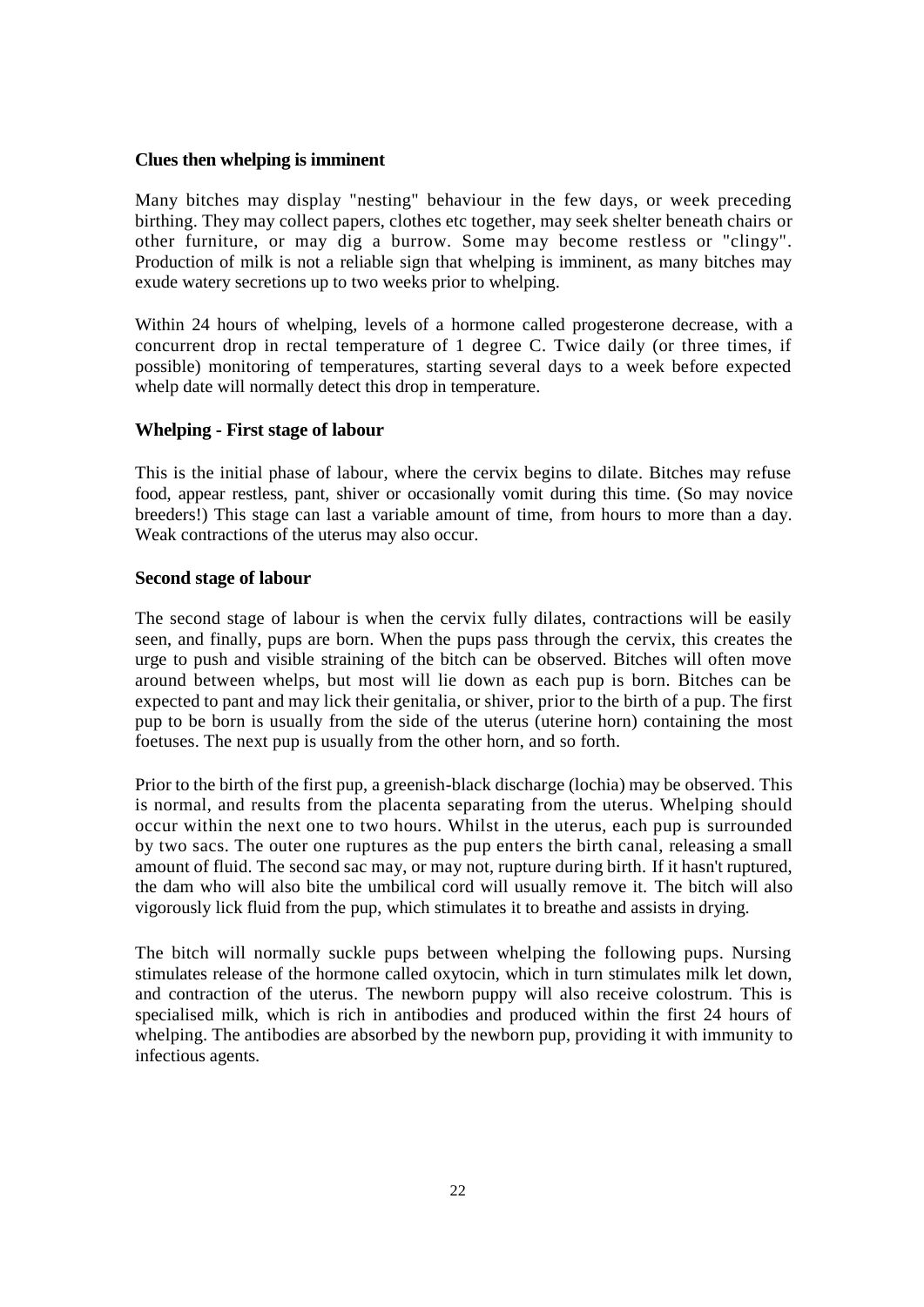### Clues then whelping is imminent

Many bitches may display "nesting" behaviour in the few days, or week preceding birthing. They may collect papers, clothes etc together, may seek shelter beneath chairs or other furniture, or may dig a burrow. Some may become restless or "clingy". Production of milk is not a reliable sign that whelping is imminent, as many bitches may exude watery secretions up to two weeks prior to whelping.

Within 24 hours of whelping, levels of a hormone called progesterone decrease, with a concurrent drop in rectal temperature of 1 degree C. Twice daily (or three times, if possible) monitoring of temperatures, starting several days to a week before expected whelp date will normally detect this drop in temperature.

### Whelping - First stage of labour

This is the initial phase of labour, where the cervix begins to dilate. Bitches may refuse food, appear restless, pant, shiver or occasionally vomit during this time. (So may novice breeders!) This stage can last a variable amount of time, from hours to more than a day. Weak contractions of the uterus may also occur.

### Second stage of labour

The second stage of labour is when the cervix fully dilates, contractions will be easily seen, and finally, pups are born. When the pups pass through the cervix, this creates the urge to push and visible straining of the bitch can be observed. Bitches will often move around between whelps, but most will lie down as each pup is born. Bitches can be expected to pant and may lick their genitalia, or shiver, prior to the birth of a pup. The first pup to be born is usually from the side of the uterus (uterine horn) containing the most foetuses. The next pup is usually from the other horn, and so forth.

Prior to the birth of the first pup, a greenish-black discharge (lochia) may be observed. This is normal, and results from the placenta separating from the uterus. Whelping should occur within the next one to two hours. Whilst in the uterus, each pup is surrounded by two sacs. The outer one ruptures as the pup enters the birth canal, releasing a small amount of fluid. The second sac may, or may not, rupture during birth. If it hasn't ruptured, the dam who will also bite the umbilical cord will usually remove it. The bitch will also vigorously lick fluid from the pup, which stimulates it to breathe and assists in drying.

The bitch will normally suckle pups between whelping the following pups. Nursing stimulates release of the hormone called oxytocin, which in turn stimulates milk let down, and contraction of the uterus. The newborn puppy will also receive colostrum. This is specialised milk, which is rich in antibodies and produced within the first 24 hours of whelping. The antibodies are absorbed by the newborn pup, providing it with immunity to infectious agents.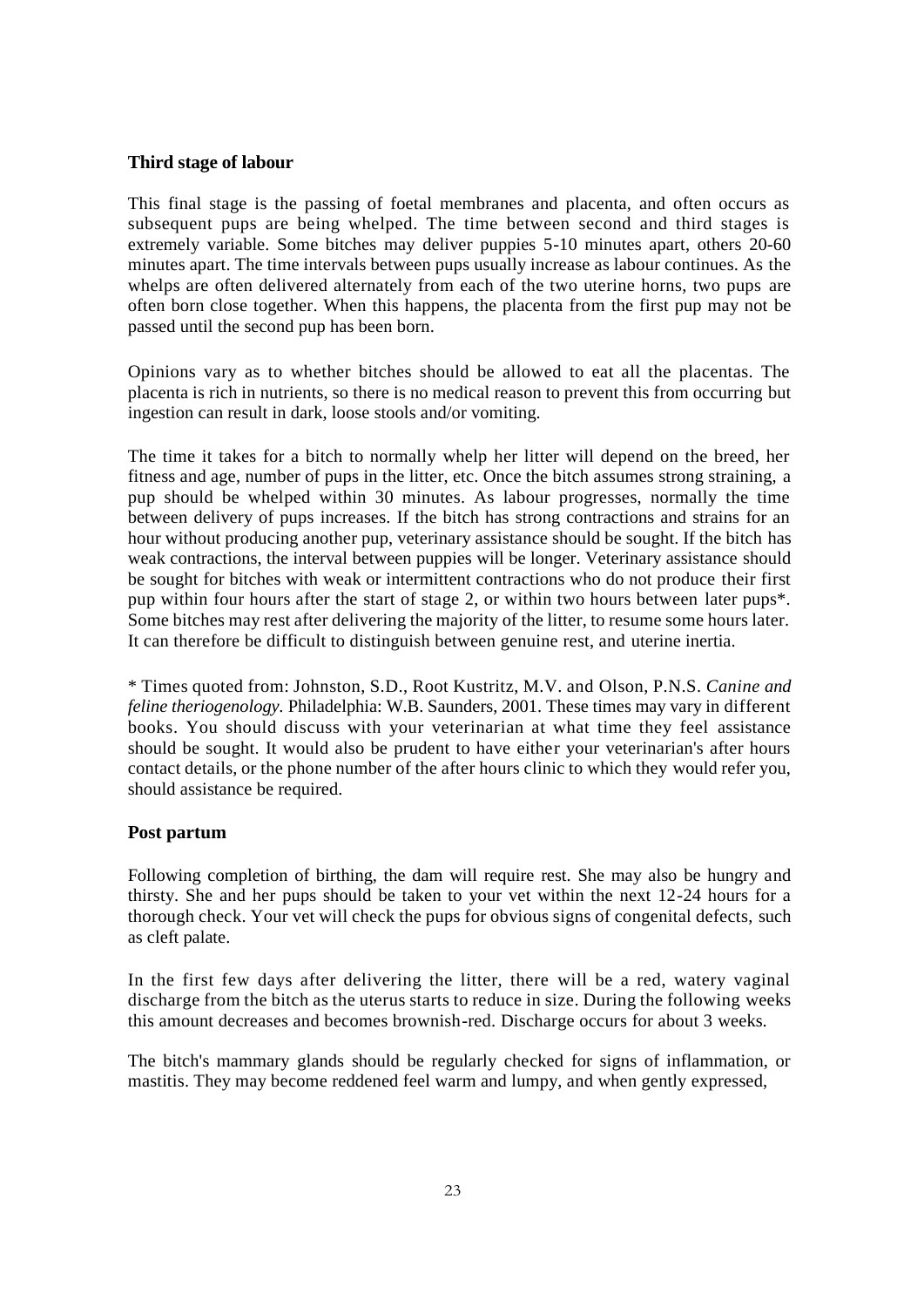### Third stage of labour

This final stage is the passing of foetal membranes and placenta, and often occurs as subsequent pups are being whelped. The time between second and third stages is extremely variable. Some bitches may deliver puppies 5-10 minutes apart, others 20-60 minutes apart. The time intervals between pups usually increase as labour continues. As the whelps are often delivered alternately from each of the two uterine horns, two pups are often born close together. When this happens, the placenta from the first pup may not be passed until the second pup has been born.

Opinions vary as to whether bitches should be allowed to eat all the placentas. The placenta is rich in nutrients, so there is no medical reason to prevent this from occurring but ingestion can result in dark, loose stools and/or vomiting.

The time it takes for a bitch to normally whelp her litter will depend on the breed, her fitness and age, number of pups in the litter, etc. Once the bitch assumes strong straining, a pup should be whelped within 30 minutes. As labour progresses, normally the time between delivery of pups increases. If the bitch has strong contractions and strains for an hour without producing another pup, veterinary assistance should be sought. If the bitch has weak contractions, the interval between puppies will be longer. Veterinary assistance should be sought for bitches with weak or intermittent contractions who do not produce their first pup within four hours after the start of stage 2, or within two hours between later pups*. Some bitches may rest after delivering the majority of the litter, to resume some hours later. It can therefore be difficult to distinguish between genuine rest, and uterine inertia.

* Times quoted from: Johnston, S.D., Root Kustritz, M.V. and Olson, P.N.S. *Canine and feline theriogenology.* Philadelphia: W.B. Saunders, 2001. These times may vary in different books. You should discuss with your veterinarian at what time they feel assistance should be sought. It would also be prudent to have either your veterinarian's after hours contact details, or the phone number of the after hours clinic to which they would refer you, should assistance be required.

### Post partum

Following completion of birthing, the dam will require rest. She may also be hungry and thirsty. She and her pups should be taken to your vet within the next 12-24 hours for a thorough check. Your vet will check the pups for obvious signs of congenital defects, such as cleft palate.

In the first few days after delivering the litter, there will be a red, watery vaginal discharge from the bitch as the uterus starts to reduce in size. During the following weeks this amount decreases and becomes brownish-red. Discharge occurs for about 3 weeks.

The bitch's mammary glands should be regularly checked for signs of inflammation, or mastitis. They may become reddened feel warm and lumpy, and when gently expressed,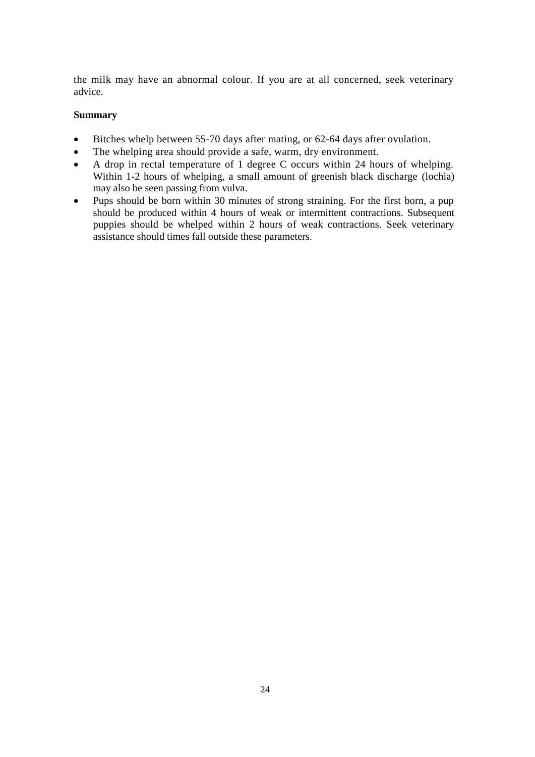the milk may have an abnormal colour. If you are at all concerned, seek veterinary advice.

**Summary**

- Bitches whelp between 55-70 days after mating, or 62-64 days after ovulation.
- The whelping area should provide a safe, warm, dry environment.
- A drop in rectal temperature of 1 degree C occurs within 24 hours of whelping. Within 1-2 hours of whelping, a small amount of greenish black discharge (lochia) may also be seen passing from vulva.
- Pups should be born within 30 minutes of strong straining. For the first born, a pup should be produced within 4 hours of weak or intermittent contractions. Subsequent puppies should be whelped within 2 hours of weak contractions. Seek veterinary assistance should times fall outside these parameters.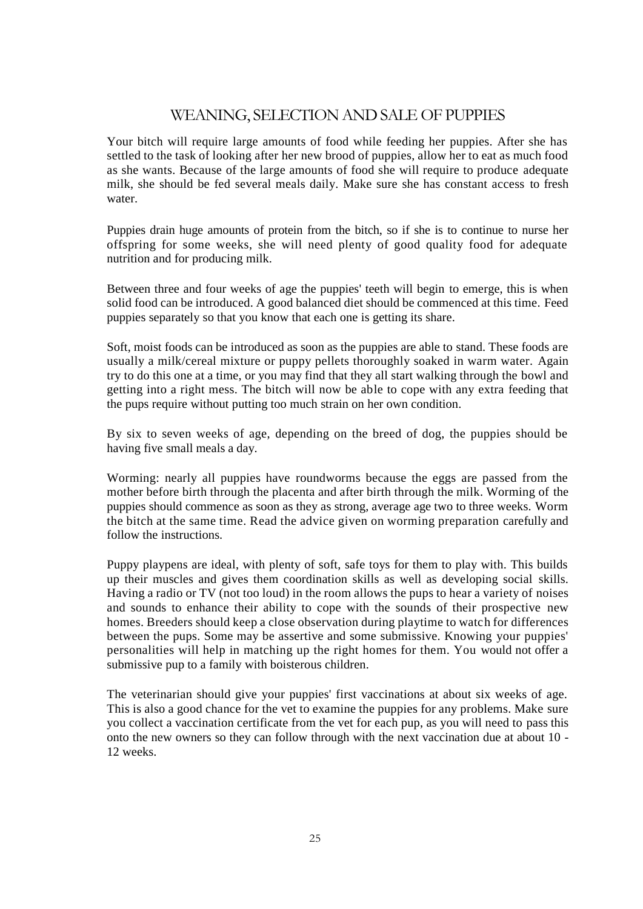## WEANING, SELECTION AND SALE OF PUPPIES

Your bitch will require large amounts of food while feeding her puppies. After she has settled to the task of looking after her new brood of puppies, allow her to eat as much food as she wants. Because of the large amounts of food she will require to produce adequate milk, she should be fed several meals daily. Make sure she has constant access to fresh water.

Puppies drain huge amounts of protein from the bitch, so if she is to continue to nurse her offspring for some weeks, she will need plenty of good quality food for adequate nutrition and for producing milk.

Between three and four weeks of age the puppies' teeth will begin to emerge, this is when solid food can be introduced. A good balanced diet should be commenced at this time. Feed puppies separately so that you know that each one is getting its share.

Soft, moist foods can be introduced as soon as the puppies are able to stand. These foods are usually a milk/cereal mixture or puppy pellets thoroughly soaked in warm water. Again try to do this one at a time, or you may find that they all start walking through the bowl and getting into a right mess. The bitch will now be able to cope with any extra feeding that the pups require without putting too much strain on her own condition.

By six to seven weeks of age, depending on the breed of dog, the puppies should be having five small meals a day.

Worming: nearly all puppies have roundworms because the eggs are passed from the mother before birth through the placenta and after birth through the milk. Worming of the puppies should commence as soon as they as strong, average age two to three weeks. Worm the bitch at the same time. Read the advice given on worming preparation carefully and follow the instructions.

Puppy playpens are ideal, with plenty of soft, safe toys for them to play with. This builds up their muscles and gives them coordination skills as well as developing social skills. Having a radio or TV (not too loud) in the room allows the pups to hear a variety of noises and sounds to enhance their ability to cope with the sounds of their prospective new homes. Breeders should keep a close observation during playtime to watch for differences between the pups. Some may be assertive and some submissive. Knowing your puppies' personalities will help in matching up the right homes for them. You would not offer a submissive pup to a family with boisterous children.

The veterinarian should give your puppies' first vaccinations at about six weeks of age. This is also a good chance for the vet to examine the puppies for any problems. Make sure you collect a vaccination certificate from the vet for each pup, as you will need to pass this onto the new owners so they can follow through with the next vaccination due at about 10 - 12 weeks.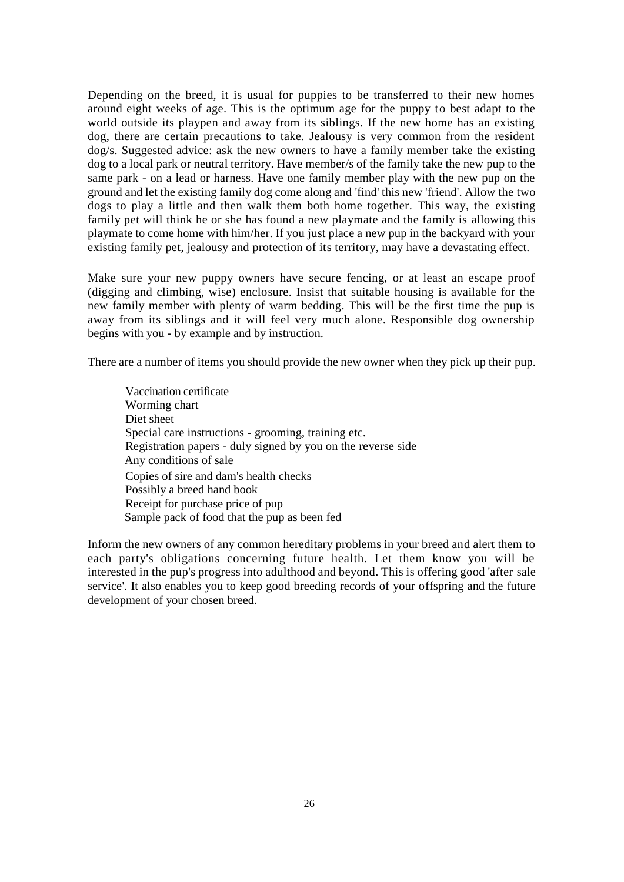Depending on the breed, it is usual for puppies to be transferred to their new homes around eight weeks of age. This is the optimum age for the puppy to best adapt to the world outside its playpen and away from its siblings. If the new home has an existing dog, there are certain precautions to take. Jealousy is very common from the resident dog/s. Suggested advice: ask the new owners to have a family member take the existing dog to a local park or neutral territory. Have member/s of the family take the new pup to the same park - on a lead or harness. Have one family member play with the new pup on the ground and let the existing family dog come along and 'find' this new 'friend'. Allow the two dogs to play a little and then walk them both home together. This way, the existing family pet will think he or she has found a new playmate and the family is allowing this playmate to come home with him/her. If you just place a new pup in the backyard with your existing family pet, jealousy and protection of its territory, may have a devastating effect.

Make sure your new puppy owners have secure fencing, or at least an escape proof (digging and climbing, wise) enclosure. Insist that suitable housing is available for the new family member with plenty of warm bedding. This will be the first time the pup is away from its siblings and it will feel very much alone. Responsible dog ownership begins with you - by example and by instruction.

There are a number of items you should provide the new owner when they pick up their pup.

- Vaccination certificate
- Worming chart
- Diet sheet
- Special care instructions - grooming, training etc.
- Registration papers - duly signed by you on the reverse side
- Any conditions of sale
- Copies of sire and dam's health checks
- Possibly a breed hand book
- Receipt for purchase price of pup
- Sample pack of food that the pup as been fed

Inform the new owners of any common hereditary problems in your breed and alert them to each party's obligations concerning future health. Let them know you will be interested in the pup's progress into adulthood and beyond. This is offering good 'after sale service'. It also enables you to keep good breeding records of your offspring and the future development of your chosen breed.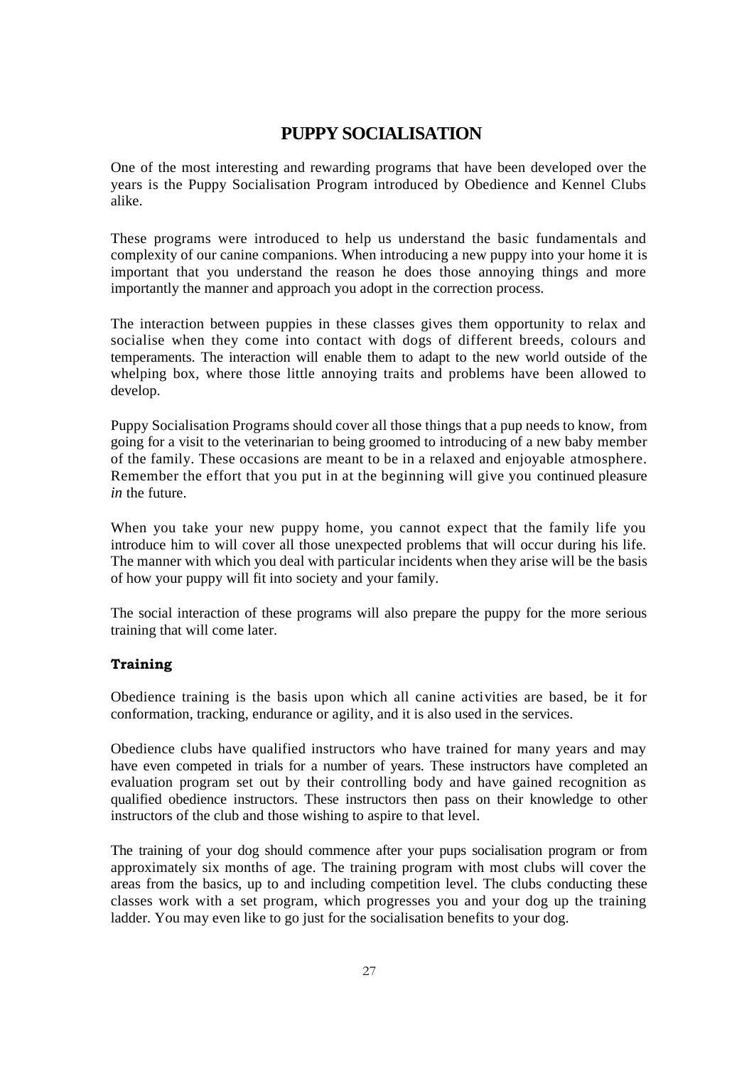# PUPPY SOCIALISATION

One of the most interesting and rewarding programs that have been developed over the years is the Puppy Socialisation Program introduced by Obedience and Kennel Clubs alike.

These programs were introduced to help us understand the basic fundamentals and complexity of our canine companions. When introducing a new puppy into your home it is important that you understand the reason he does those annoying things and more importantly the manner and approach you adopt in the correction process.

The interaction between puppies in these classes gives them opportunity to relax and socialise when they come into contact with dogs of different breeds, colours and temperaments. The interaction will enable them to adapt to the new world outside of the whelping box, where those little annoying traits and problems have been allowed to develop.

Puppy Socialisation Programs should cover all those things that a pup needs to know, from going for a visit to the veterinarian to being groomed to introducing of a new baby member of the family. These occasions are meant to be in a relaxed and enjoyable atmosphere. Remember the effort that you put in at the beginning will give you continued pleasure *in* the future.

When you take your new puppy home, you cannot expect that the family life you introduce him to will cover all those unexpected problems that will occur during his life. The manner with which you deal with particular incidents when they arise will be the basis of how your puppy will fit into society and your family.

The social interaction of these programs will also prepare the puppy for the more serious training that will come later.

### Training

Obedience training is the basis upon which all canine activities are based, be it for conformation, tracking, endurance or agility, and it is also used in the services.

Obedience clubs have qualified instructors who have trained for many years and may have even competed in trials for a number of years. These instructors have completed an evaluation program set out by their controlling body and have gained recognition as qualified obedience instructors. These instructors then pass on their knowledge to other instructors of the club and those wishing to aspire to that level.

The training of your dog should commence after your pups socialisation program or from approximately six months of age. The training program with most clubs will cover the areas from the basics, up to and including competition level. The clubs conducting these classes work with a set program, which progresses you and your dog up the training ladder. You may even like to go just for the socialisation benefits to your dog.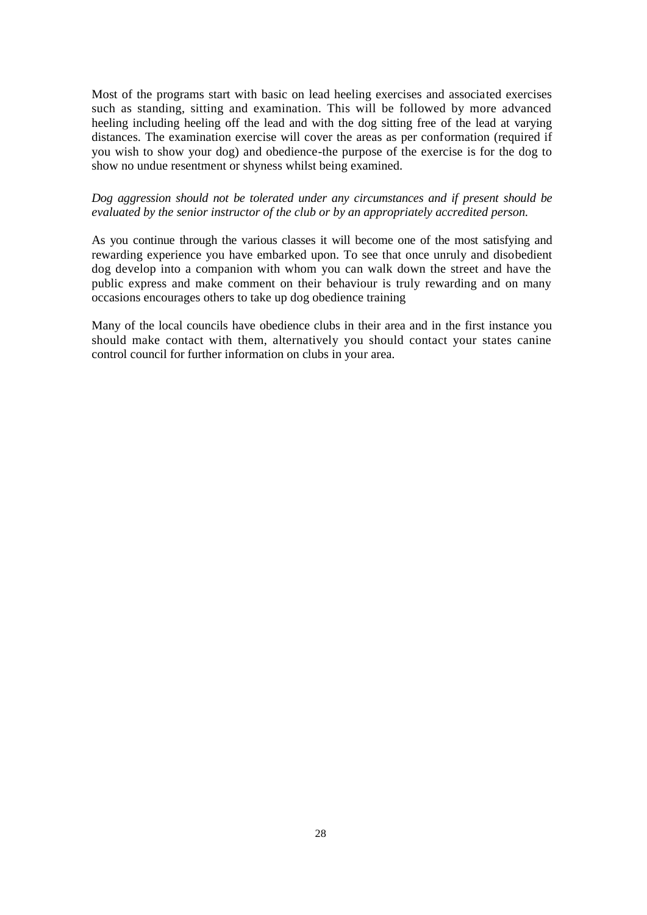Most of the programs start with basic on lead heeling exercises and associated exercises such as standing, sitting and examination. This will be followed by more advanced heeling including heeling off the lead and with the dog sitting free of the lead at varying distances. The examination exercise will cover the areas as per conformation (required if you wish to show your dog) and obedience-the purpose of the exercise is for the dog to show no undue resentment or shyness whilst being examined.

*Dog aggression should not be tolerated under any circumstances and if present should be evaluated by the senior instructor of the club or by an appropriately accredited person.*

As you continue through the various classes it will become one of the most satisfying and rewarding experience you have embarked upon. To see that once unruly and disobedient dog develop into a companion with whom you can walk down the street and have the public express and make comment on their behaviour is truly rewarding and on many occasions encourages others to take up dog obedience training

Many of the local councils have obedience clubs in their area and in the first instance you should make contact with them, alternatively you should contact your states canine control council for further information on clubs in your area.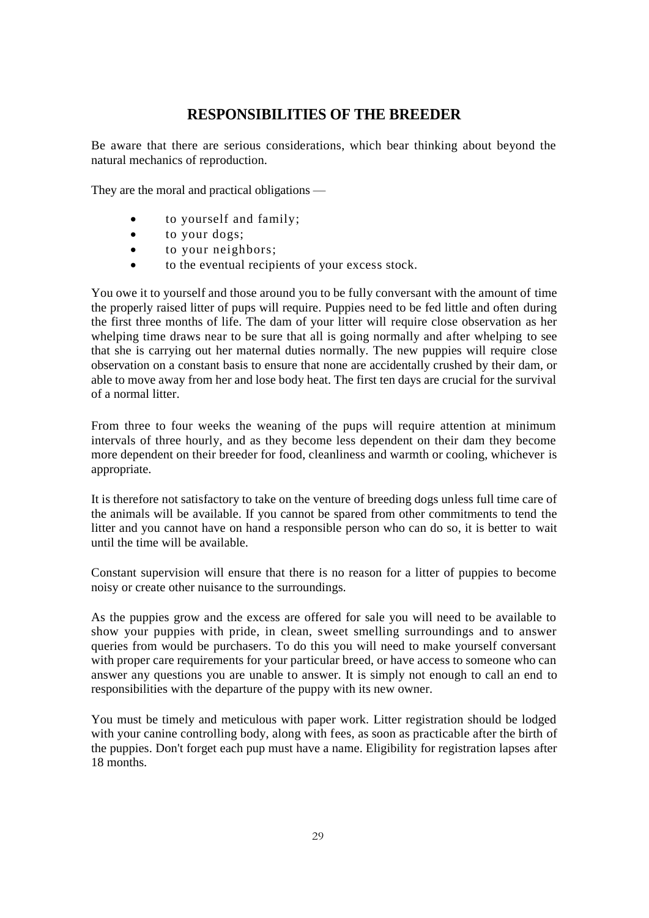## RESPONSIBILITIES OF THE BREEDER

Be aware that there are serious considerations, which bear thinking about beyond the natural mechanics of reproduction.

They are the moral and practical obligations —

- to yourself and family;
- to your dogs;
- to your neighbors;
- to the eventual recipients of your excess stock.

You owe it to yourself and those around you to be fully conversant with the amount of time the properly raised litter of pups will require. Puppies need to be fed little and often during the first three months of life. The dam of your litter will require close observation as her whelping time draws near to be sure that all is going normally and after whelping to see that she is carrying out her maternal duties normally. The new puppies will require close observation on a constant basis to ensure that none are accidentally crushed by their dam, or able to move away from her and lose body heat. The first ten days are crucial for the survival of a normal litter.

From three to four weeks the weaning of the pups will require attention at minimum intervals of three hourly, and as they become less dependent on their dam they become more dependent on their breeder for food, cleanliness and warmth or cooling, whichever is appropriate.

It is therefore not satisfactory to take on the venture of breeding dogs unless full time care of the animals will be available. If you cannot be spared from other commitments to tend the litter and you cannot have on hand a responsible person who can do so, it is better to wait until the time will be available.

Constant supervision will ensure that there is no reason for a litter of puppies to become noisy or create other nuisance to the surroundings.

As the puppies grow and the excess are offered for sale you will need to be available to show your puppies with pride, in clean, sweet smelling surroundings and to answer queries from would be purchasers. To do this you will need to make yourself conversant with proper care requirements for your particular breed, or have access to someone who can answer any questions you are unable to answer. It is simply not enough to call an end to responsibilities with the departure of the puppy with its new owner.

You must be timely and meticulous with paper work. Litter registration should be lodged with your canine controlling body, along with fees, as soon as practicable after the birth of the puppies. Don't forget each pup must have a name. Eligibility for registration lapses after 18 months.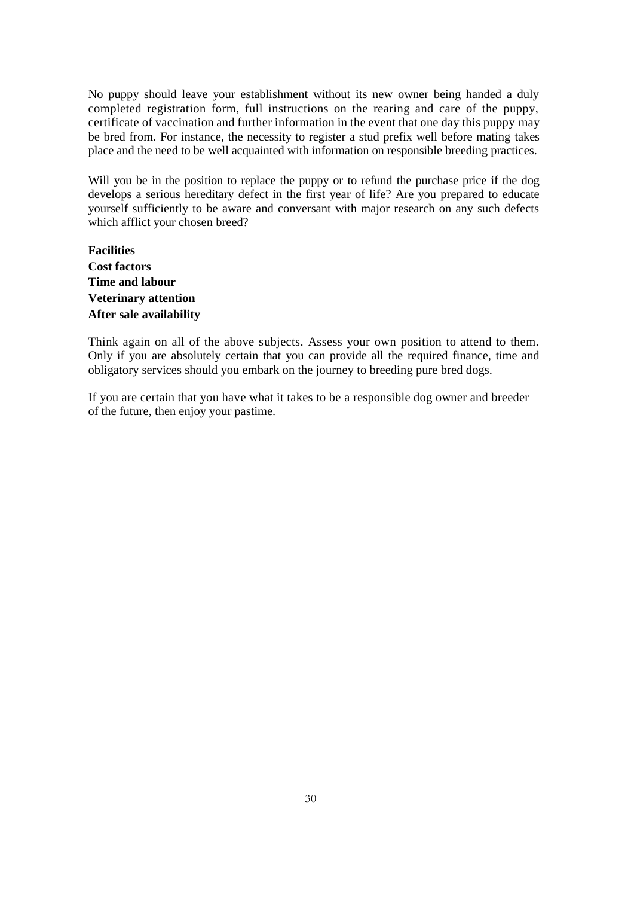No puppy should leave your establishment without its new owner being handed a duly completed registration form, full instructions on the rearing and care of the puppy, certificate of vaccination and further information in the event that one day this puppy may be bred from. For instance, the necessity to register a stud prefix well before mating takes place and the need to be well acquainted with information on responsible breeding practices.

Will you be in the position to replace the puppy or to refund the purchase price if the dog develops a serious hereditary defect in the first year of life? Are you prepared to educate yourself sufficiently to be aware and conversant with major research on any such defects which afflict your chosen breed?

**Facilities**
**Cost factors**
**Time and labour**
**Veterinary attention**
**After sale availability**

Think again on all of the above subjects. Assess your own position to attend to them. Only if you are absolutely certain that you can provide all the required finance, time and obligatory services should you embark on the journey to breeding pure bred dogs.

If you are certain that you have what it takes to be a responsible dog owner and breeder of the future, then enjoy your pastime.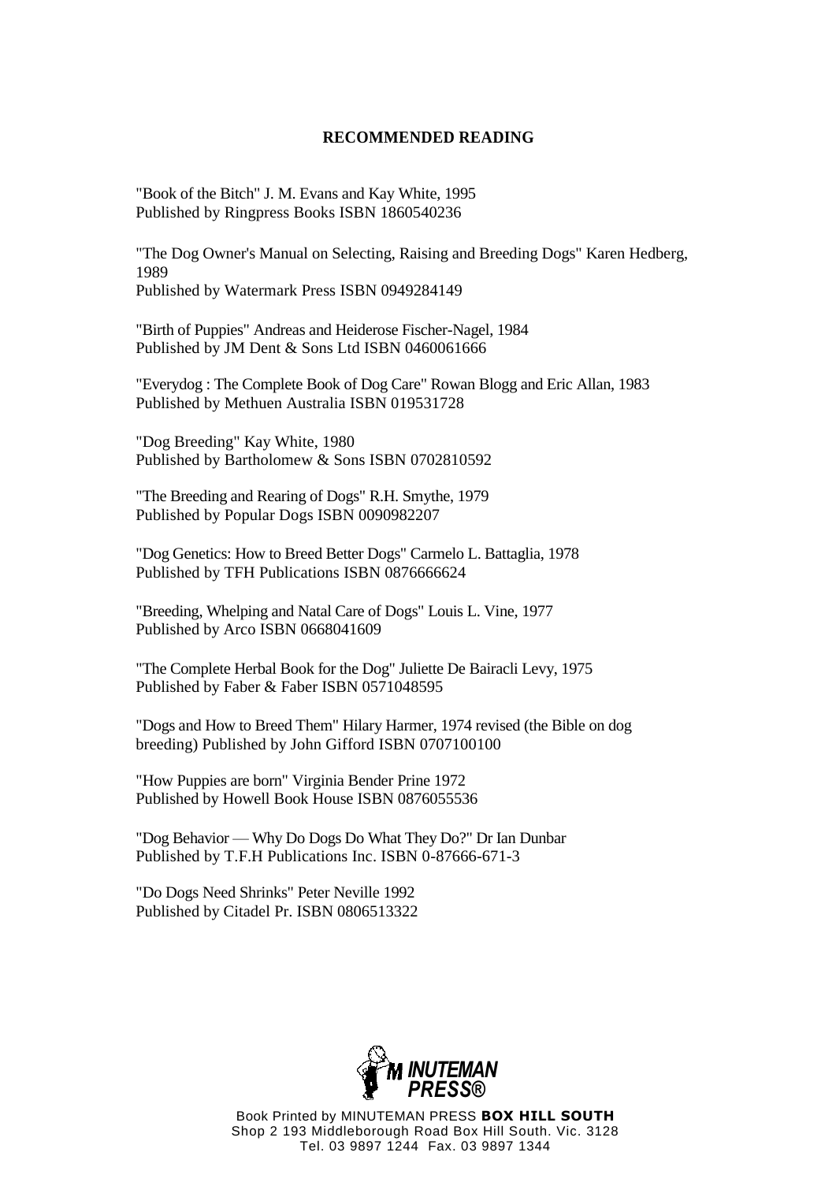## RECOMMENDED READING

"Book of the Bitch" J. M. Evans and Kay White, 1995
Published by Ringpress Books ISBN 1860540236

"The Dog Owner's Manual on Selecting, Raising and Breeding Dogs" Karen Hedberg, 1989
Published by Watermark Press ISBN 0949284149

"Birth of Puppies" Andreas and Heiderose Fischer-Nagel, 1984
Published by JM Dent & Sons Ltd ISBN 0460061666

"Everydog : The Complete Book of Dog Care" Rowan Blogg and Eric Allan, 1983
Published by Methuen Australia ISBN 019531728

"Dog Breeding" Kay White, 1980
Published by Bartholomew & Sons ISBN 0702810592

"The Breeding and Rearing of Dogs" R.H. Smythe, 1979
Published by Popular Dogs ISBN 0090982207

"Dog Genetics: How to Breed Better Dogs" Carmelo L. Battaglia, 1978
Published by TFH Publications ISBN 0876666624

"Breeding, Whelping and Natal Care of Dogs" Louis L. Vine, 1977
Published by Arco ISBN 0668041609

"The Complete Herbal Book for the Dog" Juliette De Bairacli Levy, 1975
Published by Faber & Faber ISBN 0571048595

"Dogs and How to Breed Them" Hilary Harmer, 1974 revised (the Bible on dog breeding) Published by John Gifford ISBN 0707100100

"How Puppies are born" Virginia Bender Prine 1972
Published by Howell Book House ISBN 0876055536

"Dog Behavior — Why Do Dogs Do What They Do?" Dr Ian Dunbar
Published by T.F.H Publications Inc. ISBN 0-87666-671-3

"Do Dogs Need Shrinks" Peter Neville 1992
Published by Citadel Pr. ISBN 0806513322

MINUTEMAN PRESS®

Book Printed by MINUTEMAN PRESS **BOX HILL SOUTH**
Shop 2 193 Middleborough Road Box Hill South. Vic. 3128
Tel. 03 9897 1244 Fax. 03 9897 1344